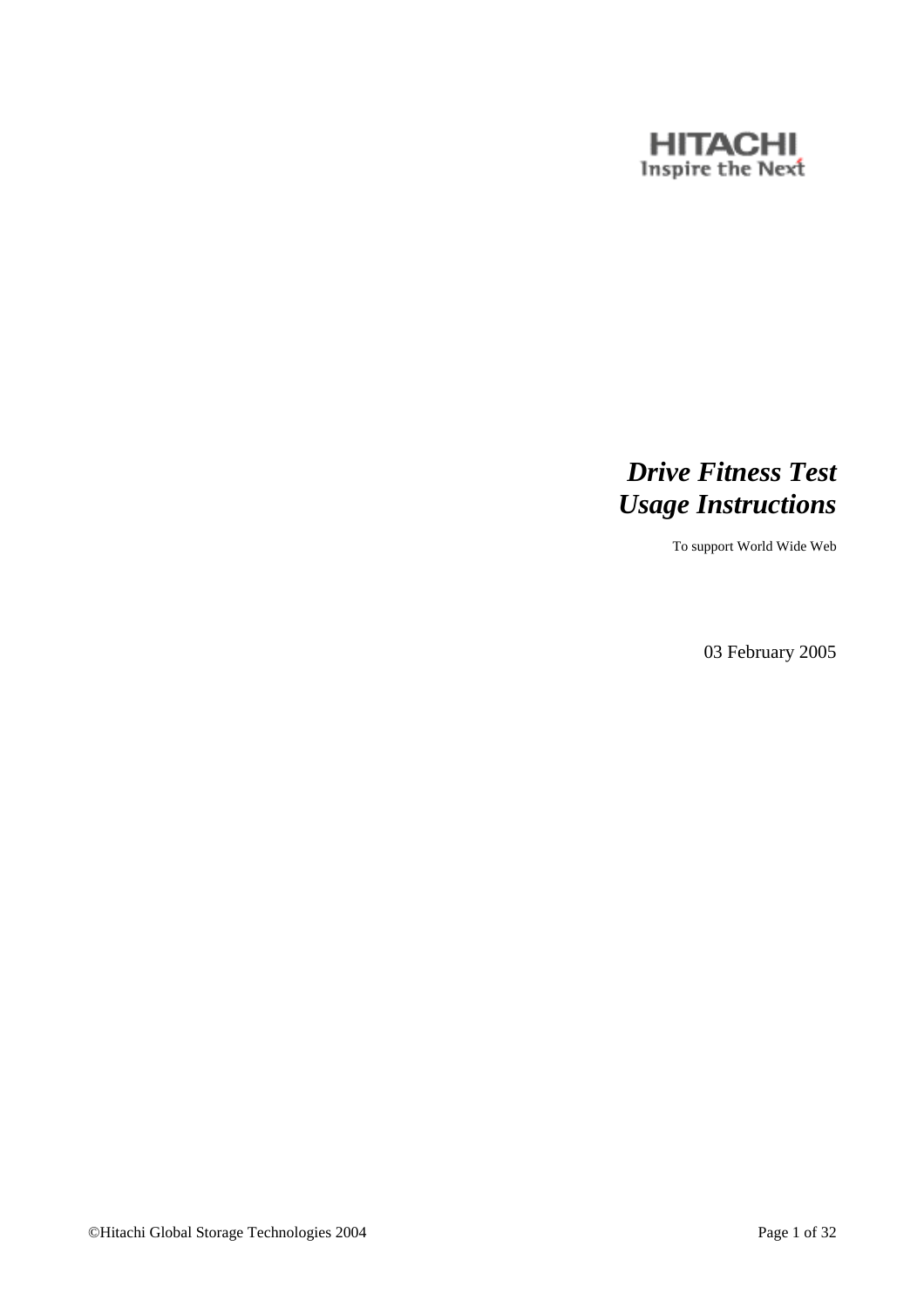HITACHI
Inspire the Next

# *Drive Fitness Test Usage Instructions*

To support World Wide Web

03 February 2005

©Hitachi Global Storage Technologies 2004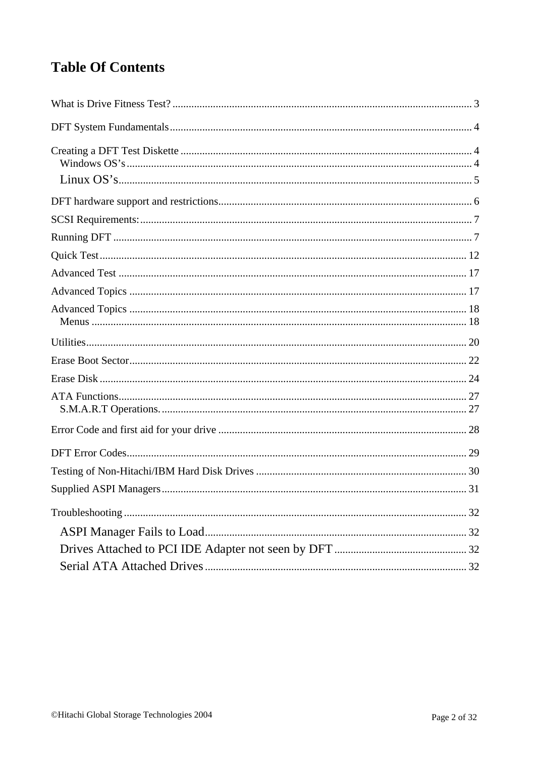# Table Of Contents

What is Drive Fitness Test? ........................................................................................................ 3

DFT System Fundamentals ......................................................................................................... 4

Creating a DFT Test Diskette ...................................................................................................... 4
- Windows OS's .......................................................................................................................... 4
- Linux OS's ............................................................................................................................... 5

DFT hardware support and restrictions ....................................................................................... 6

SCSI Requirements: ..................................................................................................................... 7

Running DFT ............................................................................................................................... 7

Quick Test .................................................................................................................................. 12

Advanced Test ............................................................................................................................ 17

Advanced Topics ........................................................................................................................ 17

Advanced Topics ........................................................................................................................ 18
- Menus ..................................................................................................................................... 18

Utilities ....................................................................................................................................... 20

Erase Boot Sector ....................................................................................................................... 22

Erase Disk .................................................................................................................................. 24

ATA Functions ............................................................................................................................ 27
- S.M.A.R.T Operations. ........................................................................................................... 27

Error Code and first aid for your drive ....................................................................................... 28

DFT Error Codes ......................................................................................................................... 29

Testing of Non-Hitachi/IBM Hard Disk Drives .......................................................................... 30

Supplied ASPI Managers ............................................................................................................ 31

Troubleshooting .......................................................................................................................... 32
- ASPI Manager Fails to Load ................................................................................................... 32
- Drives Attached to PCI IDE Adapter not seen by DFT ........................................................... 32
- Serial ATA Attached Drives .................................................................................................... 32

©Hitachi Global Storage Technologies 2004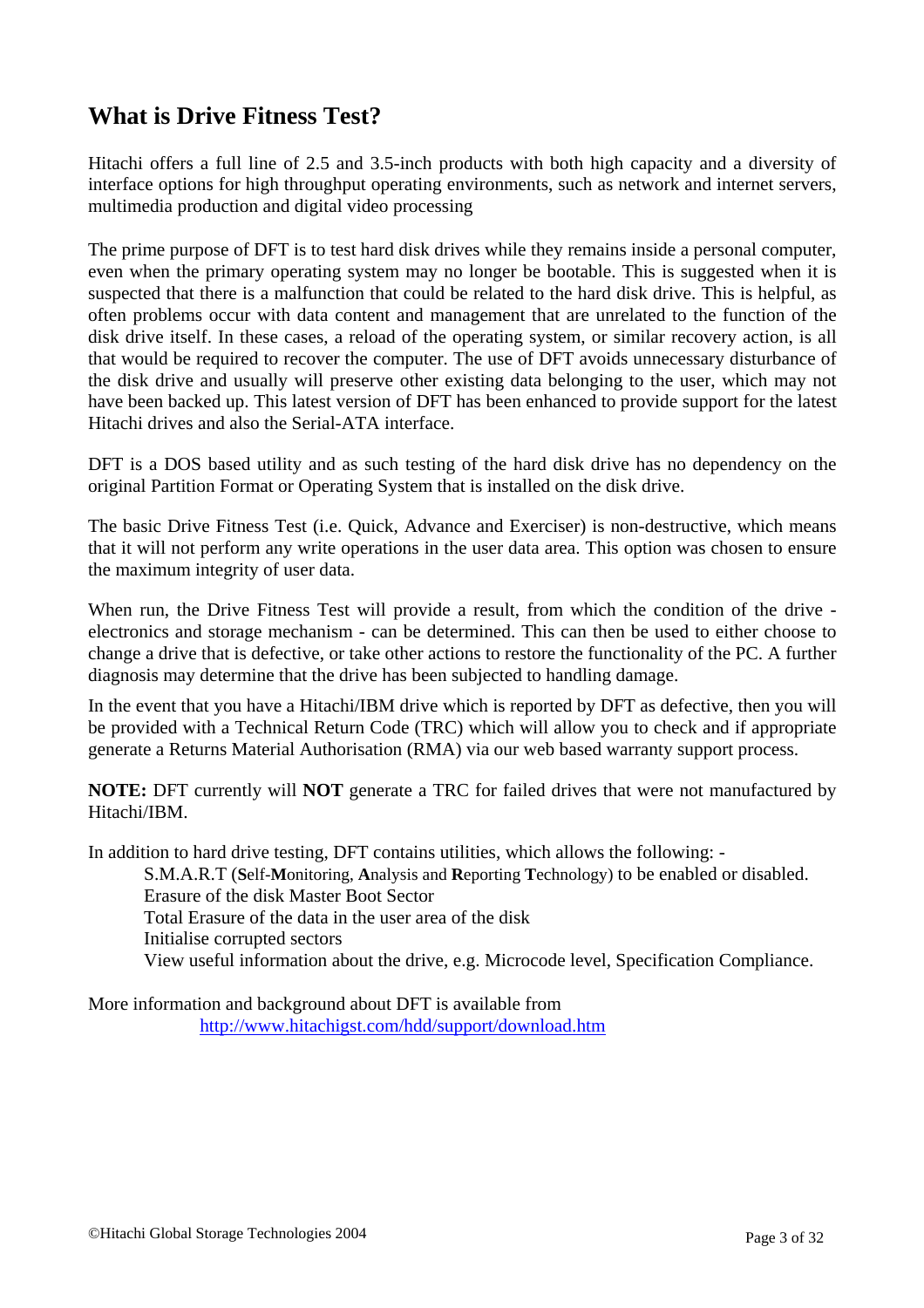## What is Drive Fitness Test?

Hitachi offers a full line of 2.5 and 3.5-inch products with both high capacity and a diversity of interface options for high throughput operating environments, such as network and internet servers, multimedia production and digital video processing

The prime purpose of DFT is to test hard disk drives while they remains inside a personal computer, even when the primary operating system may no longer be bootable. This is suggested when it is suspected that there is a malfunction that could be related to the hard disk drive. This is helpful, as often problems occur with data content and management that are unrelated to the function of the disk drive itself. In these cases, a reload of the operating system, or similar recovery action, is all that would be required to recover the computer. The use of DFT avoids unnecessary disturbance of the disk drive and usually will preserve other existing data belonging to the user, which may not have been backed up. This latest version of DFT has been enhanced to provide support for the latest Hitachi drives and also the Serial-ATA interface.

DFT is a DOS based utility and as such testing of the hard disk drive has no dependency on the original Partition Format or Operating System that is installed on the disk drive.

The basic Drive Fitness Test (i.e. Quick, Advance and Exerciser) is non-destructive, which means that it will not perform any write operations in the user data area. This option was chosen to ensure the maximum integrity of user data.

When run, the Drive Fitness Test will provide a result, from which the condition of the drive - electronics and storage mechanism - can be determined. This can then be used to either choose to change a drive that is defective, or take other actions to restore the functionality of the PC. A further diagnosis may determine that the drive has been subjected to handling damage.

In the event that you have a Hitachi/IBM drive which is reported by DFT as defective, then you will be provided with a Technical Return Code (TRC) which will allow you to check and if appropriate generate a Returns Material Authorisation (RMA) via our web based warranty support process.

**NOTE:** DFT currently will **NOT** generate a TRC for failed drives that were not manufactured by Hitachi/IBM.

In addition to hard drive testing, DFT contains utilities, which allows the following: -

- S.M.A.R.T (**S**elf-**M**onitoring, **A**nalysis and **R**eporting **T**echnology) to be enabled or disabled.
- Erasure of the disk Master Boot Sector
- Total Erasure of the data in the user area of the disk
- Initialise corrupted sectors
- View useful information about the drive, e.g. Microcode level, Specification Compliance.

More information and background about DFT is available from
http://www.hitachigst.com/hdd/support/download.htm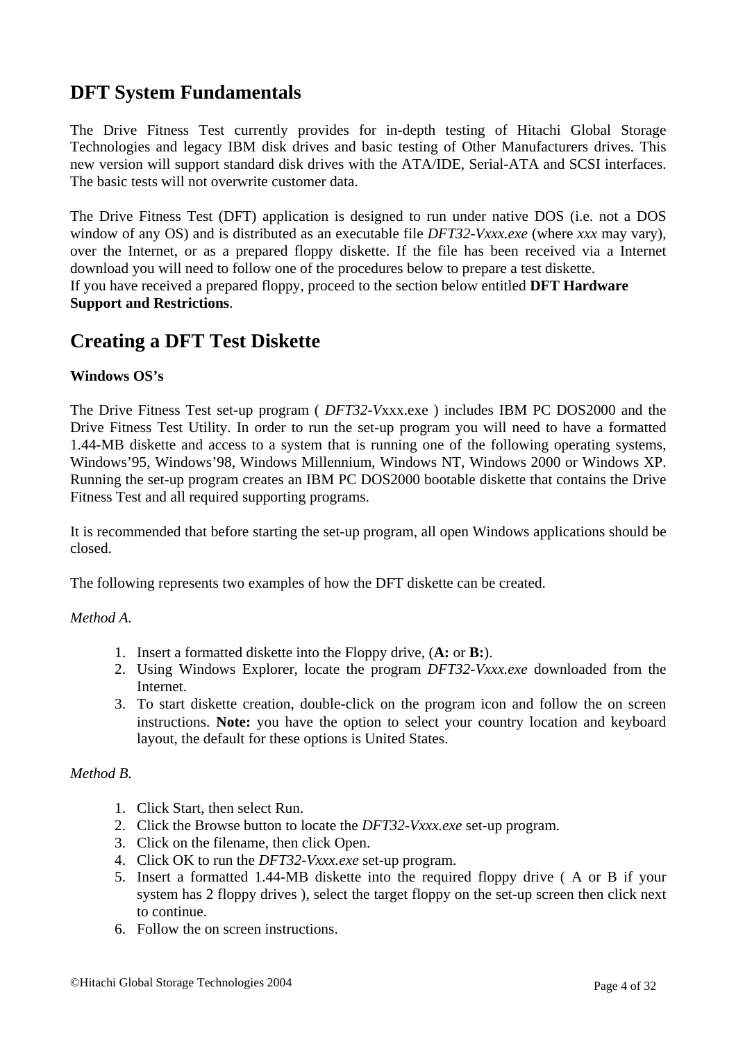## DFT System Fundamentals

The Drive Fitness Test currently provides for in-depth testing of Hitachi Global Storage Technologies and legacy IBM disk drives and basic testing of Other Manufacturers drives. This new version will support standard disk drives with the ATA/IDE, Serial-ATA and SCSI interfaces. The basic tests will not overwrite customer data.

The Drive Fitness Test (DFT) application is designed to run under native DOS (i.e. not a DOS window of any OS) and is distributed as an executable file *DFT32-Vxxx.exe* (where *xxx* may vary), over the Internet, or as a prepared floppy diskette. If the file has been received via a Internet download you will need to follow one of the procedures below to prepare a test diskette.
If you have received a prepared floppy, proceed to the section below entitled **DFT Hardware Support and Restrictions**.

## Creating a DFT Test Diskette

**Windows OS's**

The Drive Fitness Test set-up program ( *DFT32-V*xxx.exe ) includes IBM PC DOS2000 and the Drive Fitness Test Utility. In order to run the set-up program you will need to have a formatted 1.44-MB diskette and access to a system that is running one of the following operating systems, Windows'95, Windows'98, Windows Millennium, Windows NT, Windows 2000 or Windows XP. Running the set-up program creates an IBM PC DOS2000 bootable diskette that contains the Drive Fitness Test and all required supporting programs.

It is recommended that before starting the set-up program, all open Windows applications should be closed.

The following represents two examples of how the DFT diskette can be created.

*Method A.*

1. Insert a formatted diskette into the Floppy drive, (**A:** or **B:**).
2. Using Windows Explorer, locate the program *DFT32-Vxxx.exe* downloaded from the Internet.
3. To start diskette creation, double-click on the program icon and follow the on screen instructions. **Note:** you have the option to select your country location and keyboard layout, the default for these options is United States.

*Method B.*

1. Click Start, then select Run.
2. Click the Browse button to locate the *DFT32-Vxxx.exe* set-up program.
3. Click on the filename, then click Open.
4. Click OK to run the *DFT32-Vxxx.exe* set-up program.
5. Insert a formatted 1.44-MB diskette into the required floppy drive ( A or B if your system has 2 floppy drives ), select the target floppy on the set-up screen then click next to continue.
6. Follow the on screen instructions.

©Hitachi Global Storage Technologies 2004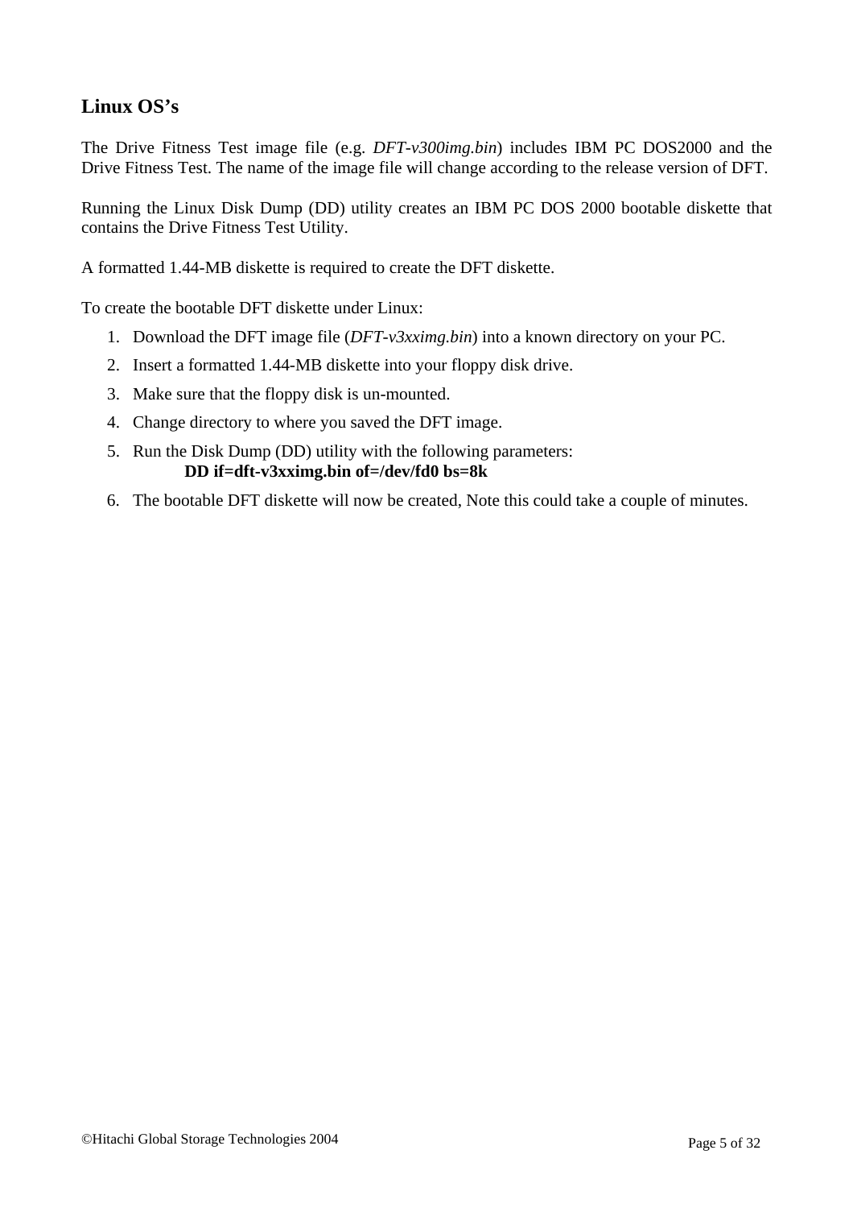## Linux OS's

The Drive Fitness Test image file (e.g. *DFT-v300img.bin*) includes IBM PC DOS2000 and the Drive Fitness Test. The name of the image file will change according to the release version of DFT.

Running the Linux Disk Dump (DD) utility creates an IBM PC DOS 2000 bootable diskette that contains the Drive Fitness Test Utility.

A formatted 1.44-MB diskette is required to create the DFT diskette.

To create the bootable DFT diskette under Linux:

1. Download the DFT image file (*DFT-v3xximg.bin*) into a known directory on your PC.
2. Insert a formatted 1.44-MB diskette into your floppy disk drive.
3. Make sure that the floppy disk is un-mounted.
4. Change directory to where you saved the DFT image.
5. Run the Disk Dump (DD) utility with the following parameters:
   **DD if=dft-v3xximg.bin of=/dev/fd0 bs=8k**
6. The bootable DFT diskette will now be created, Note this could take a couple of minutes.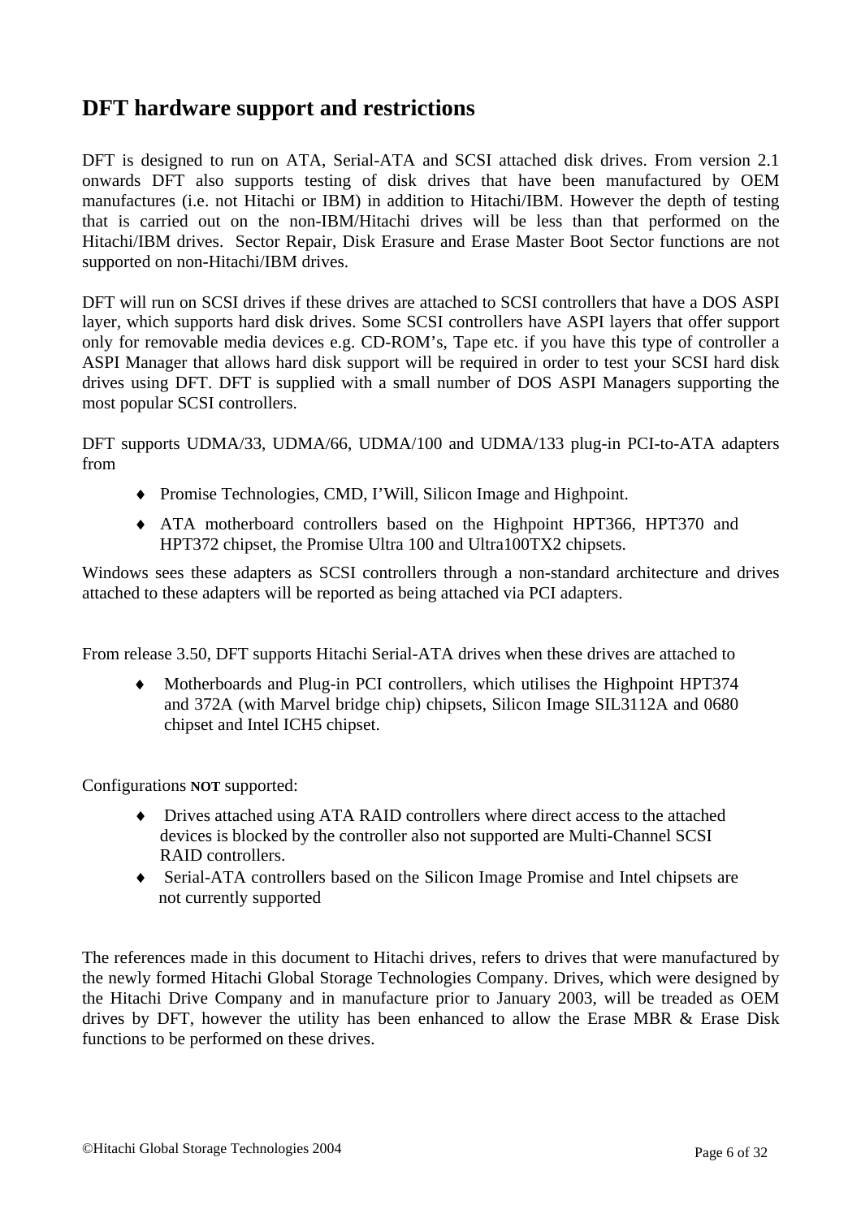## DFT hardware support and restrictions

DFT is designed to run on ATA, Serial-ATA and SCSI attached disk drives. From version 2.1 onwards DFT also supports testing of disk drives that have been manufactured by OEM manufactures (i.e. not Hitachi or IBM) in addition to Hitachi/IBM. However the depth of testing that is carried out on the non-IBM/Hitachi drives will be less than that performed on the Hitachi/IBM drives. Sector Repair, Disk Erasure and Erase Master Boot Sector functions are not supported on non-Hitachi/IBM drives.

DFT will run on SCSI drives if these drives are attached to SCSI controllers that have a DOS ASPI layer, which supports hard disk drives. Some SCSI controllers have ASPI layers that offer support only for removable media devices e.g. CD-ROM's, Tape etc. if you have this type of controller a ASPI Manager that allows hard disk support will be required in order to test your SCSI hard disk drives using DFT. DFT is supplied with a small number of DOS ASPI Managers supporting the most popular SCSI controllers.

DFT supports UDMA/33, UDMA/66, UDMA/100 and UDMA/133 plug-in PCI-to-ATA adapters from

- Promise Technologies, CMD, I'Will, Silicon Image and Highpoint.
- ATA motherboard controllers based on the Highpoint HPT366, HPT370 and HPT372 chipset, the Promise Ultra 100 and Ultra100TX2 chipsets.

Windows sees these adapters as SCSI controllers through a non-standard architecture and drives attached to these adapters will be reported as being attached via PCI adapters.

From release 3.50, DFT supports Hitachi Serial-ATA drives when these drives are attached to

- Motherboards and Plug-in PCI controllers, which utilises the Highpoint HPT374 and 372A (with Marvel bridge chip) chipsets, Silicon Image SIL3112A and 0680 chipset and Intel ICH5 chipset.

Configurations **NOT** supported:

- Drives attached using ATA RAID controllers where direct access to the attached devices is blocked by the controller also not supported are Multi-Channel SCSI RAID controllers.
- Serial-ATA controllers based on the Silicon Image Promise and Intel chipsets are not currently supported

The references made in this document to Hitachi drives, refers to drives that were manufactured by the newly formed Hitachi Global Storage Technologies Company. Drives, which were designed by the Hitachi Drive Company and in manufacture prior to January 2003, will be treaded as OEM drives by DFT, however the utility has been enhanced to allow the Erase MBR & Erase Disk functions to be performed on these drives.

©Hitachi Global Storage Technologies 2004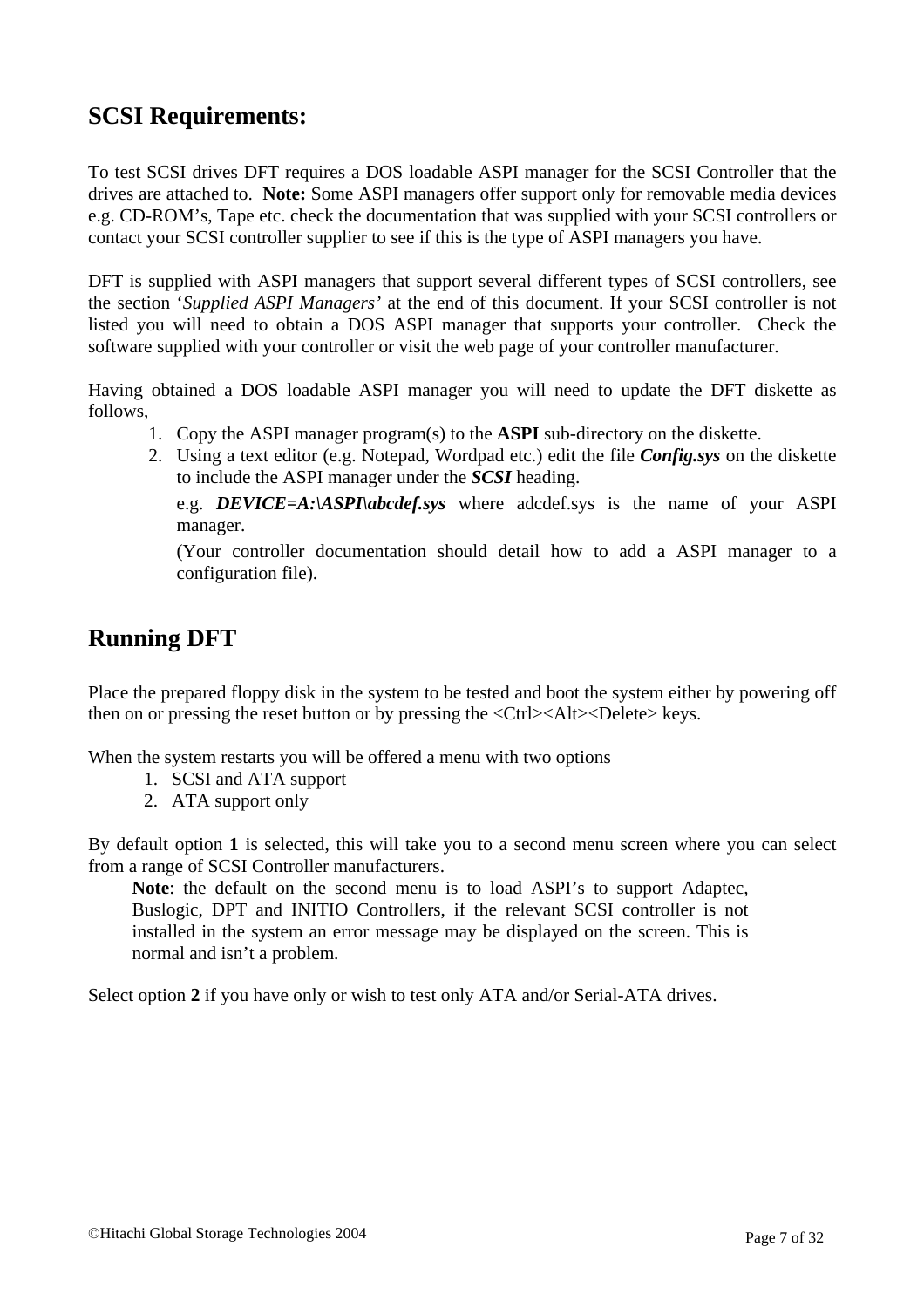## SCSI Requirements:

To test SCSI drives DFT requires a DOS loadable ASPI manager for the SCSI Controller that the drives are attached to. **Note:** Some ASPI managers offer support only for removable media devices e.g. CD-ROM's, Tape etc. check the documentation that was supplied with your SCSI controllers or contact your SCSI controller supplier to see if this is the type of ASPI managers you have.

DFT is supplied with ASPI managers that support several different types of SCSI controllers, see the section '*Supplied ASPI Managers*' at the end of this document. If your SCSI controller is not listed you will need to obtain a DOS ASPI manager that supports your controller. Check the software supplied with your controller or visit the web page of your controller manufacturer.

Having obtained a DOS loadable ASPI manager you will need to update the DFT diskette as follows,

1. Copy the ASPI manager program(s) to the **ASPI** sub-directory on the diskette.
2. Using a text editor (e.g. Notepad, Wordpad etc.) edit the file ***Config.sys*** on the diskette to include the ASPI manager under the ***SCSI*** heading.

   e.g. ***DEVICE=A:\ASPI\abcdef.sys*** where adcdef.sys is the name of your ASPI manager.

   (Your controller documentation should detail how to add a ASPI manager to a configuration file).

## Running DFT

Place the prepared floppy disk in the system to be tested and boot the system either by powering off then on or pressing the reset button or by pressing the <Ctrl><Alt><Delete> keys.

When the system restarts you will be offered a menu with two options

1. SCSI and ATA support
2. ATA support only

By default option **1** is selected, this will take you to a second menu screen where you can select from a range of SCSI Controller manufacturers.

> **Note**: the default on the second menu is to load ASPI's to support Adaptec, Buslogic, DPT and INITIO Controllers, if the relevant SCSI controller is not installed in the system an error message may be displayed on the screen. This is normal and isn't a problem.

Select option **2** if you have only or wish to test only ATA and/or Serial-ATA drives.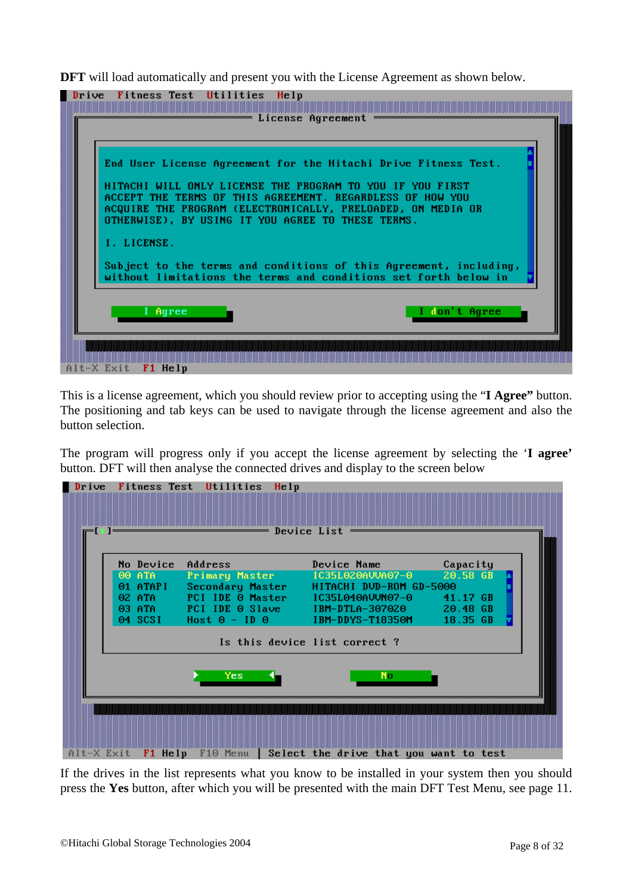**DFT** will load automatically and present you with the License Agreement as shown below.

```
 Drive  Fitness Test  Utilities  Help

                        License Agreement

   End User License Agreement for the Hitachi Drive Fitness Test.

   HITACHI WILL ONLY LICENSE THE PROGRAM TO YOU IF YOU FIRST
   ACCEPT THE TERMS OF THIS AGREEMENT. REGARDLESS OF HOW YOU
   ACQUIRE THE PROGRAM (ELECTRONICALLY, PRELOADED, ON MEDIA OR
   OTHERWISE), BY USING IT YOU AGREE TO THESE TERMS.

   I. LICENSE.

   Subject to the terms and conditions of this Agreement, including,
   without limitations the terms and conditions set forth below in

        I Agree                                  I don't Agree

 Alt-X Exit   F1 Help
```

This is a license agreement, which you should review prior to accepting using the "**I Agree"** button. The positioning and tab keys can be used to navigate through the license agreement and also the button selection.

The program will progress only if you accept the license agreement by selecting the '**I agree'** button. DFT will then analyse the connected drives and display to the screen below

```
 Drive  Fitness Test  Utilities  Help

   [■]                     Device List

      No Device   Address            Device Name            Capacity
      00 ATA      Primary Master     IC35L020AVVA07-0       20.58 GB
      01 ATAPI    Secondary Master   HITACHI DVD-ROM GD-5000
      02 ATA      PCI IDE 0 Master   IC35L040AVVN07-0       41.17 GB
      03 ATA      PCI IDE 0 Slave    IBM-DTLA-307020        20.48 GB
      04 SCSI     Host 0 - ID 0      IBM-DDYS-T18350M       18.35 GB

                      Is this device list correct ?

                   Yes                        No

 Alt-X Exit   F1 Help   F10 Menu | Select the drive that you want to test
```

If the drives in the list represents what you know to be installed in your system then you should press the **Yes** button, after which you will be presented with the main DFT Test Menu, see page 11.

©Hitachi Global Storage Technologies 2004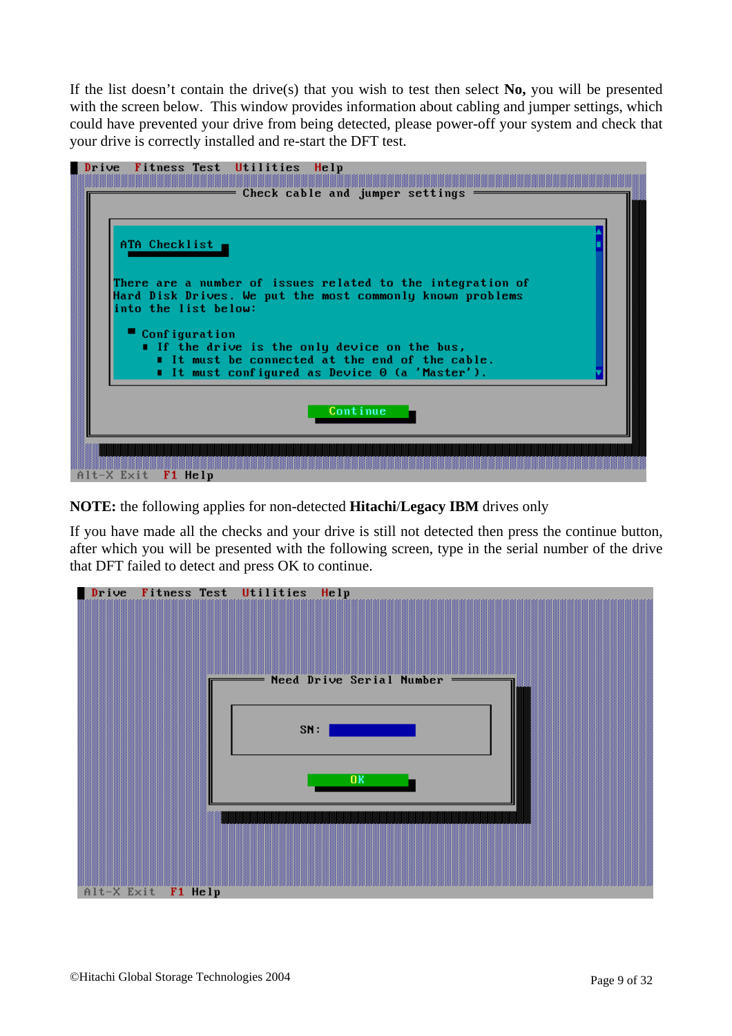If the list doesn't contain the drive(s) that you wish to test then select **No,** you will be presented with the screen below. This window provides information about cabling and jumper settings, which could have prevented your drive from being detected, please power-off your system and check that your drive is correctly installed and re-start the DFT test.

```
Drive  Fitness Test  Utilities  Help

                    Check cable and jumper settings

   ATA Checklist

   There are a number of issues related to the integration of
   Hard Disk Drives. We put the most commonly known problems
   into the list below:

     ■ Configuration
       ■ If the drive is the only device on the bus,
         ■ It must be connected at the end of the cable.
         ■ It must configured as Device 0 (a 'Master').

                              Continue

Alt-X Exit  F1 Help
```

**NOTE:** the following applies for non-detected **Hitachi**/**Legacy IBM** drives only

If you have made all the checks and your drive is still not detected then press the continue button, after which you will be presented with the following screen, type in the serial number of the drive that DFT failed to detect and press OK to continue.

```
Drive  Fitness Test  Utilities  Help

              Need Drive Serial Number

                 SN:

                         OK

Alt-X Exit  F1 Help
```

©Hitachi Global Storage Technologies 2004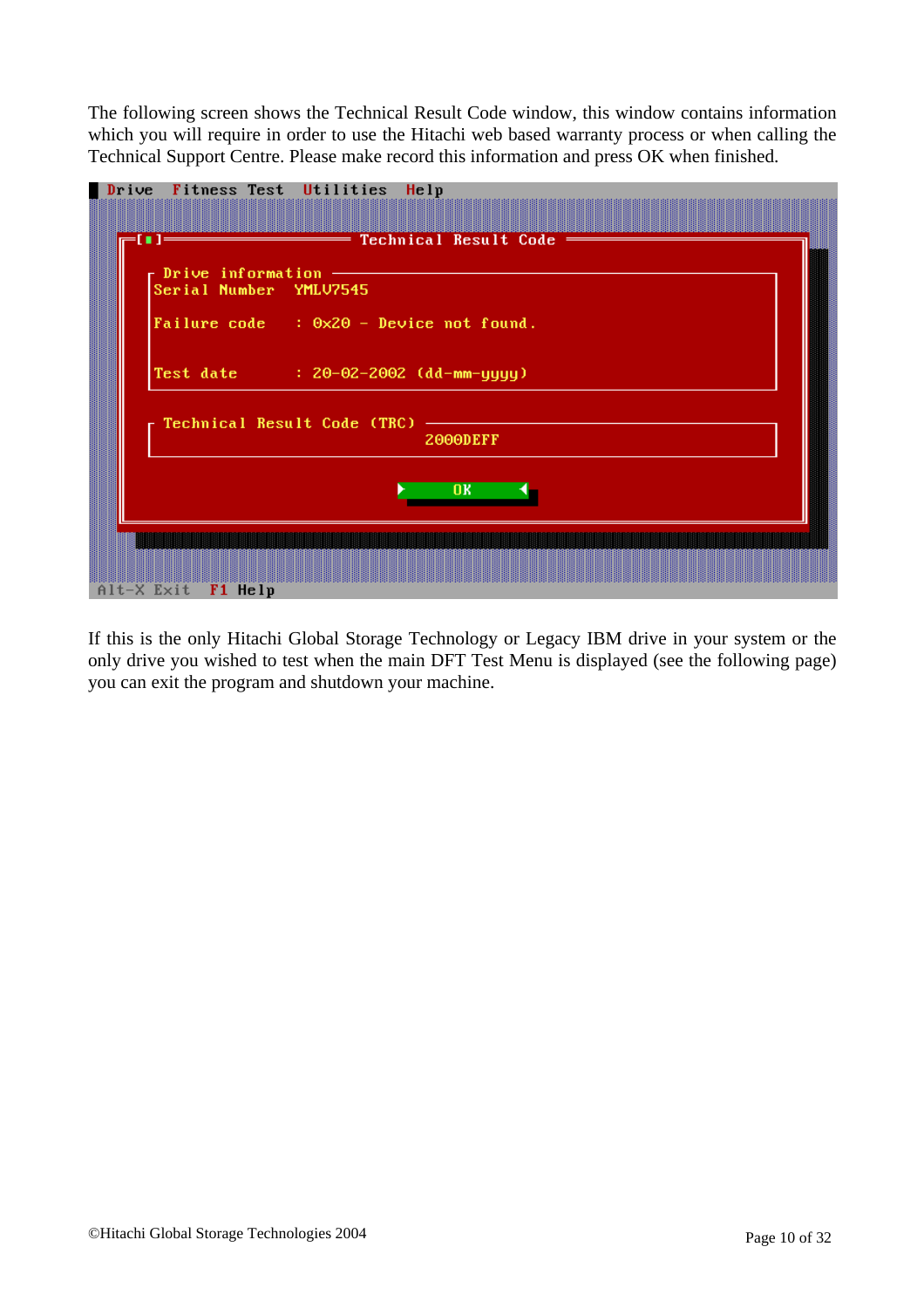The following screen shows the Technical Result Code window, this window contains information which you will require in order to use the Hitachi web based warranty process or when calling the Technical Support Centre. Please make record this information and press OK when finished.

```
Drive  Fitness Test  Utilities  Help

[■]                Technical Result Code

  Drive information
  Serial Number  YMLV7545

  Failure code    : 0x20 - Device not found.

  Test date       : 20-02-2002 (dd-mm-yyyy)

  Technical Result Code (TRC)
                              2000DEFF

                          OK

Alt-X Exit   F1 Help
```

If this is the only Hitachi Global Storage Technology or Legacy IBM drive in your system or the only drive you wished to test when the main DFT Test Menu is displayed (see the following page) you can exit the program and shutdown your machine.

©Hitachi Global Storage Technologies 2004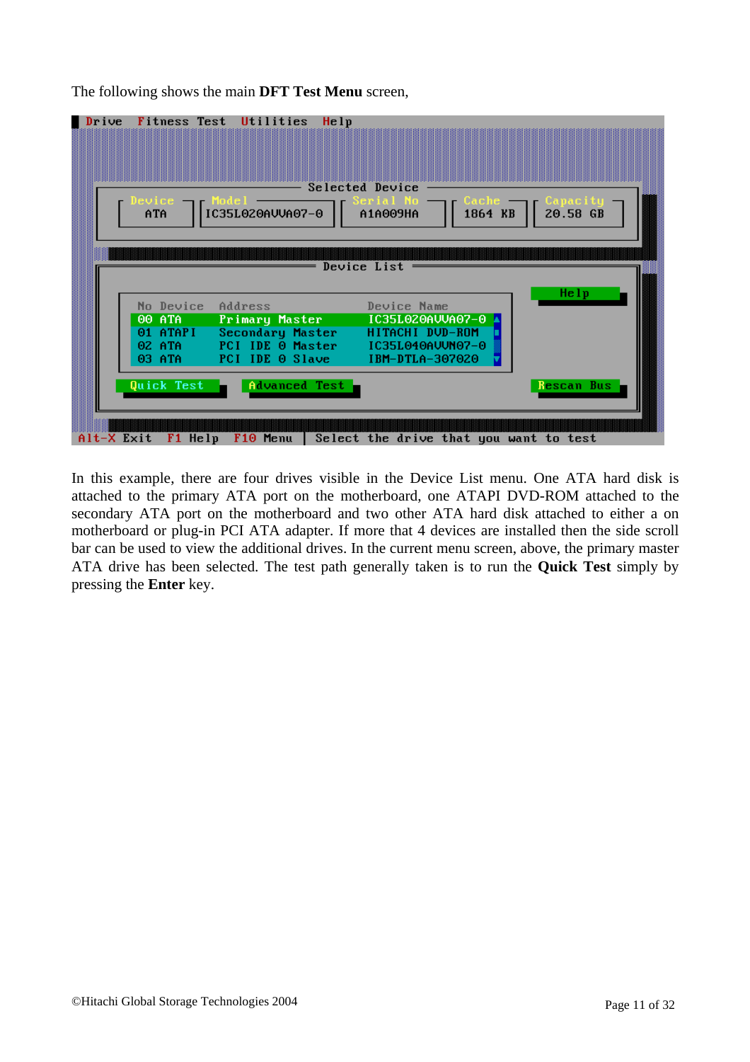The following shows the main **DFT Test Menu** screen,

```
 Drive  Fitness Test  Utilities  Help

                                  Selected Device
   Device      Model              Serial No        Cache       Capacity
   ATA         IC35L020AVVA07-0   A1A009HA         1864 KB     20.58 GB

                                    Device List
                                                                       Help
   No Device   Address            Device Name
   00 ATA      Primary Master     IC35L020AVVA07-0
   01 ATAPI    Secondary Master   HITACHI DVD-ROM
   02 ATA      PCI IDE 0 Master   IC35L040AVVN07-0
   03 ATA      PCI IDE 0 Slave    IBM-DTLA-307020

   Quick Test        Advanced Test                                  Rescan Bus

 Alt-X Exit  F1 Help  F10 Menu | Select the drive that you want to test
```

In this example, there are four drives visible in the Device List menu. One ATA hard disk is attached to the primary ATA port on the motherboard, one ATAPI DVD-ROM attached to the secondary ATA port on the motherboard and two other ATA hard disk attached to either a on motherboard or plug-in PCI ATA adapter. If more that 4 devices are installed then the side scroll bar can be used to view the additional drives. In the current menu screen, above, the primary master ATA drive has been selected. The test path generally taken is to run the **Quick Test** simply by pressing the **Enter** key.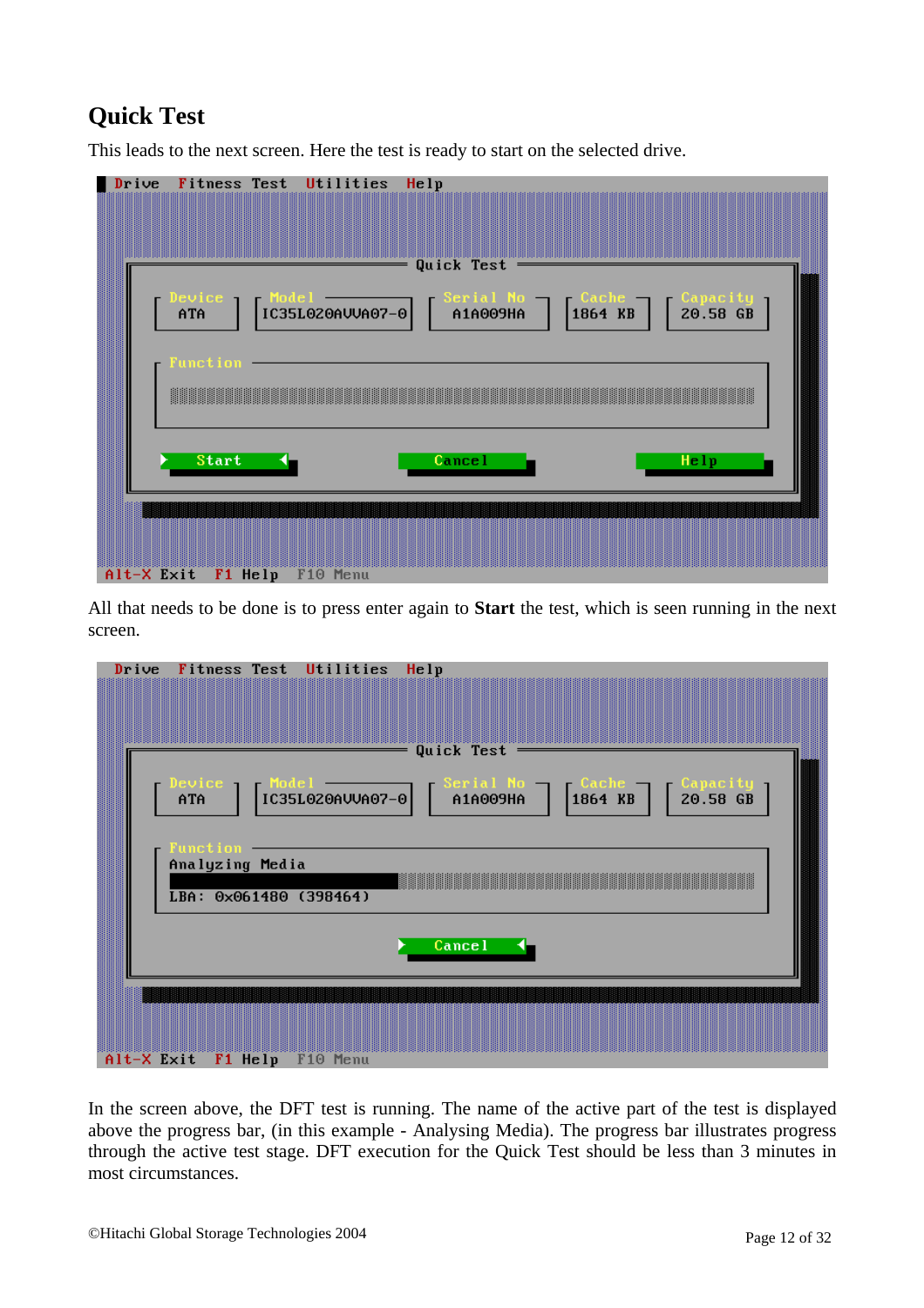## Quick Test

This leads to the next screen. Here the test is ready to start on the selected drive.

```
 Drive  Fitness Test  Utilities  Help

                          Quick Test
  Device    Model             Serial No    Cache      Capacity
  ATA       IC35L020AVVA07-0  A1A009HA     1864 KB    20.58 GB

  Function


     Start                   Cancel                 Help

Alt-X Exit  F1 Help  F10 Menu
```

All that needs to be done is to press enter again to **Start** the test, which is seen running in the next screen.

```
 Drive  Fitness Test  Utilities  Help

                          Quick Test
  Device    Model             Serial No    Cache      Capacity
  ATA       IC35L020AVVA07-0  A1A009HA     1864 KB    20.58 GB

  Function
  Analyzing Media

  LBA: 0x061480 (398464)

                             Cancel

Alt-X Exit  F1 Help  F10 Menu
```

In the screen above, the DFT test is running. The name of the active part of the test is displayed above the progress bar, (in this example - Analysing Media). The progress bar illustrates progress through the active test stage. DFT execution for the Quick Test should be less than 3 minutes in most circumstances.

©Hitachi Global Storage Technologies 2004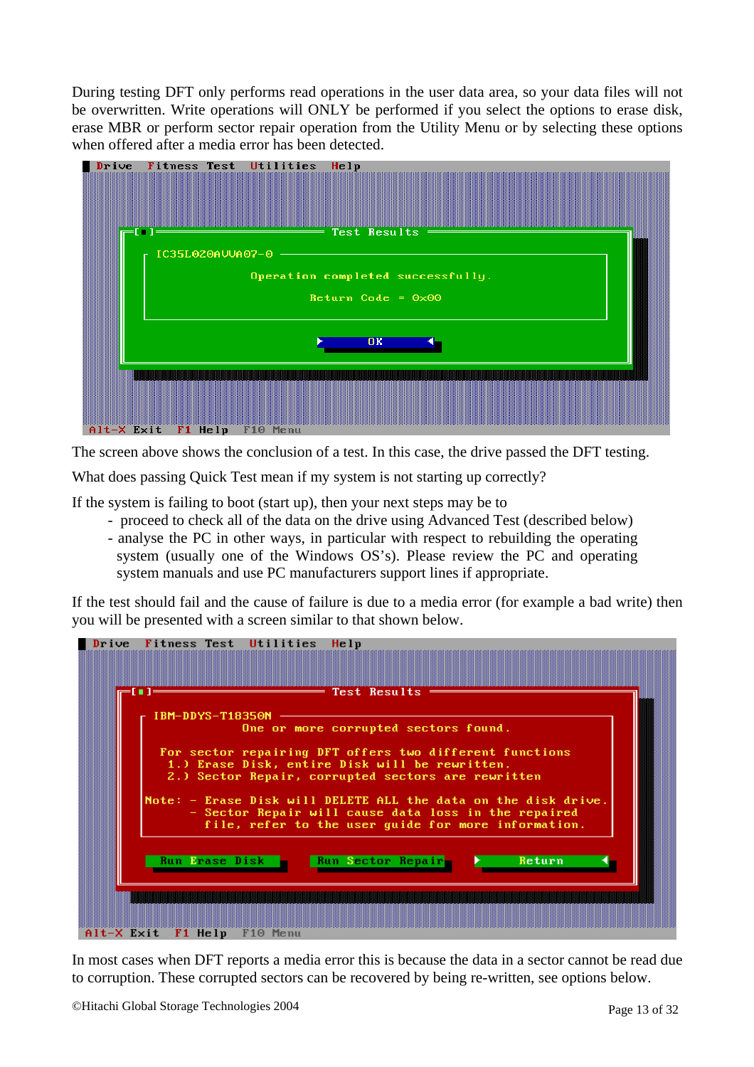During testing DFT only performs read operations in the user data area, so your data files will not be overwritten. Write operations will ONLY be performed if you select the options to erase disk, erase MBR or perform sector repair operation from the Utility Menu or by selecting these options when offered after a media error has been detected.

```
Drive  Fitness Test  Utilities  Help

[■]                    Test Results
  IC35L020AVVA07-0
            Operation completed successfully.
                  Return Code = 0x00

                        OK

Alt-X Exit  F1 Help  F10 Menu
```

The screen above shows the conclusion of a test. In this case, the drive passed the DFT testing.

What does passing Quick Test mean if my system is not starting up correctly?

If the system is failing to boot (start up), then your next steps may be to

- proceed to check all of the data on the drive using Advanced Test (described below)
- analyse the PC in other ways, in particular with respect to rebuilding the operating system (usually one of the Windows OS's). Please review the PC and operating system manuals and use PC manufacturers support lines if appropriate.

If the test should fail and the cause of failure is due to a media error (for example a bad write) then you will be presented with a screen similar to that shown below.

```
Drive  Fitness Test  Utilities  Help

[■]                    Test Results
  IBM-DDYS-T18350N
         One or more corrupted sectors found.

   For sector repairing DFT offers two different functions
    1.) Erase Disk, entire Disk will be rewritten.
    2.) Sector Repair, corrupted sectors are rewritten

 Note: - Erase Disk will DELETE ALL the data on the disk drive.
       - Sector Repair will cause data loss in the repaired
         file, refer to the user guide for more information.

  Run Erase Disk      Run Sector Repair      Return

Alt-X Exit  F1 Help  F10 Menu
```

In most cases when DFT reports a media error this is because the data in a sector cannot be read due to corruption. These corrupted sectors can be recovered by being re-written, see options below.

©Hitachi Global Storage Technologies 2004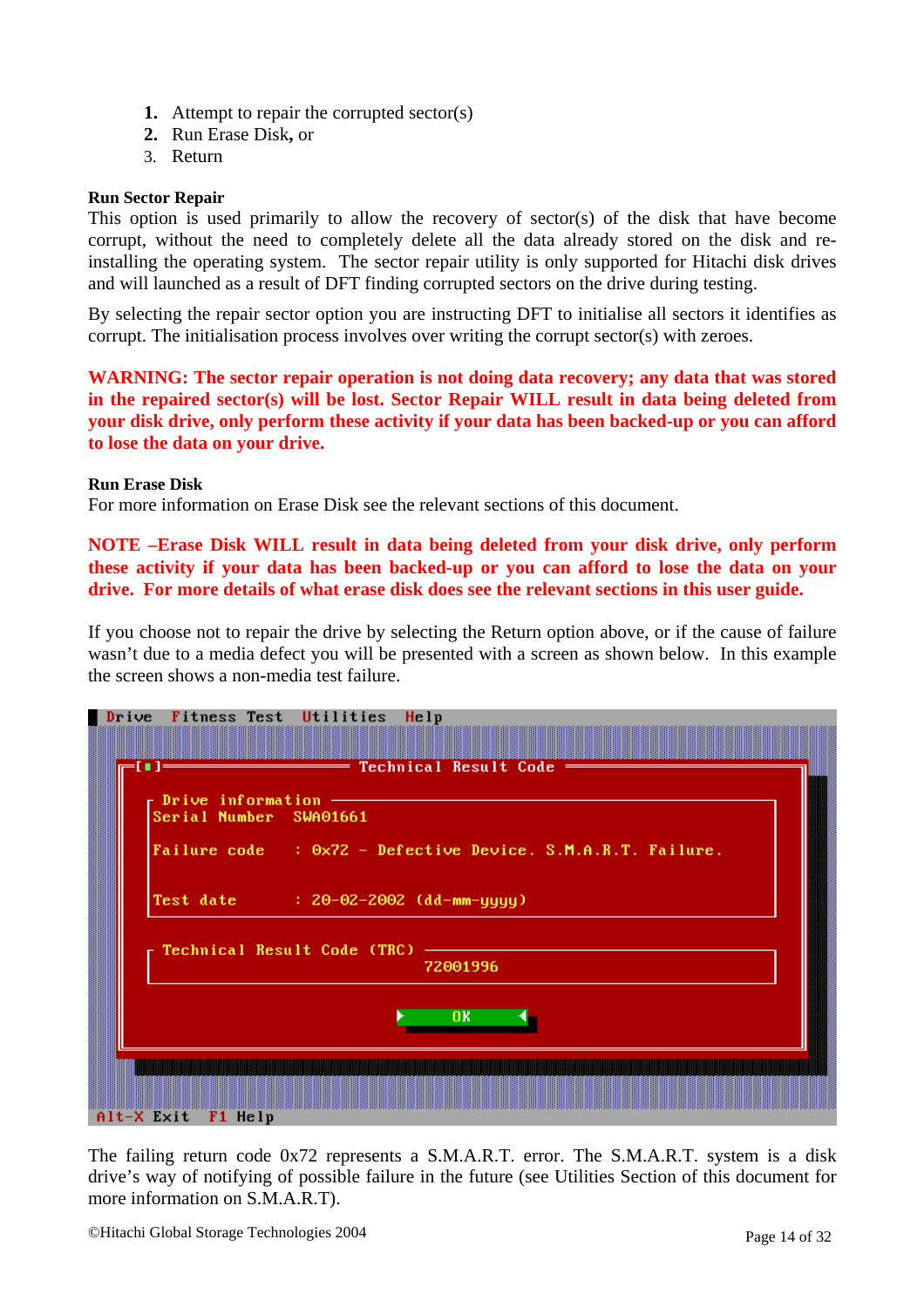1. **Attempt** to repair the corrupted sector(s)
2. **Run** Erase Disk**,** or
3. Return

**Run Sector Repair**
This option is used primarily to allow the recovery of sector(s) of the disk that have become corrupt, without the need to completely delete all the data already stored on the disk and re-installing the operating system. The sector repair utility is only supported for Hitachi disk drives and will launched as a result of DFT finding corrupted sectors on the drive during testing.

By selecting the repair sector option you are instructing DFT to initialise all sectors it identifies as corrupt. The initialisation process involves over writing the corrupt sector(s) with zeroes.

**WARNING: The sector repair operation is not doing data recovery; any data that was stored in the repaired sector(s) will be lost. Sector Repair WILL result in data being deleted from your disk drive, only perform these activity if your data has been backed-up or you can afford to lose the data on your drive.**

**Run Erase Disk**
For more information on Erase Disk see the relevant sections of this document.

**NOTE –Erase Disk WILL result in data being deleted from your disk drive, only perform these activity if your data has been backed-up or you can afford to lose the data on your drive. For more details of what erase disk does see the relevant sections in this user guide.**

If you choose not to repair the drive by selecting the Return option above, or if the cause of failure wasn't due to a media defect you will be presented with a screen as shown below. In this example the screen shows a non-media test failure.

```
Drive  Fitness Test  Utilities  Help

[■]                Technical Result Code

 Drive information
 Serial Number  SWA01661

 Failure code    : 0x72 - Defective Device. S.M.A.R.T. Failure.

 Test date       : 20-02-2002 (dd-mm-yyyy)

 Technical Result Code (TRC)
                    72001996

                       OK

Alt-X Exit   F1 Help
```

The failing return code 0x72 represents a S.M.A.R.T. error. The S.M.A.R.T. system is a disk drive's way of notifying of possible failure in the future (see Utilities Section of this document for more information on S.M.A.R.T).

©Hitachi Global Storage Technologies 2004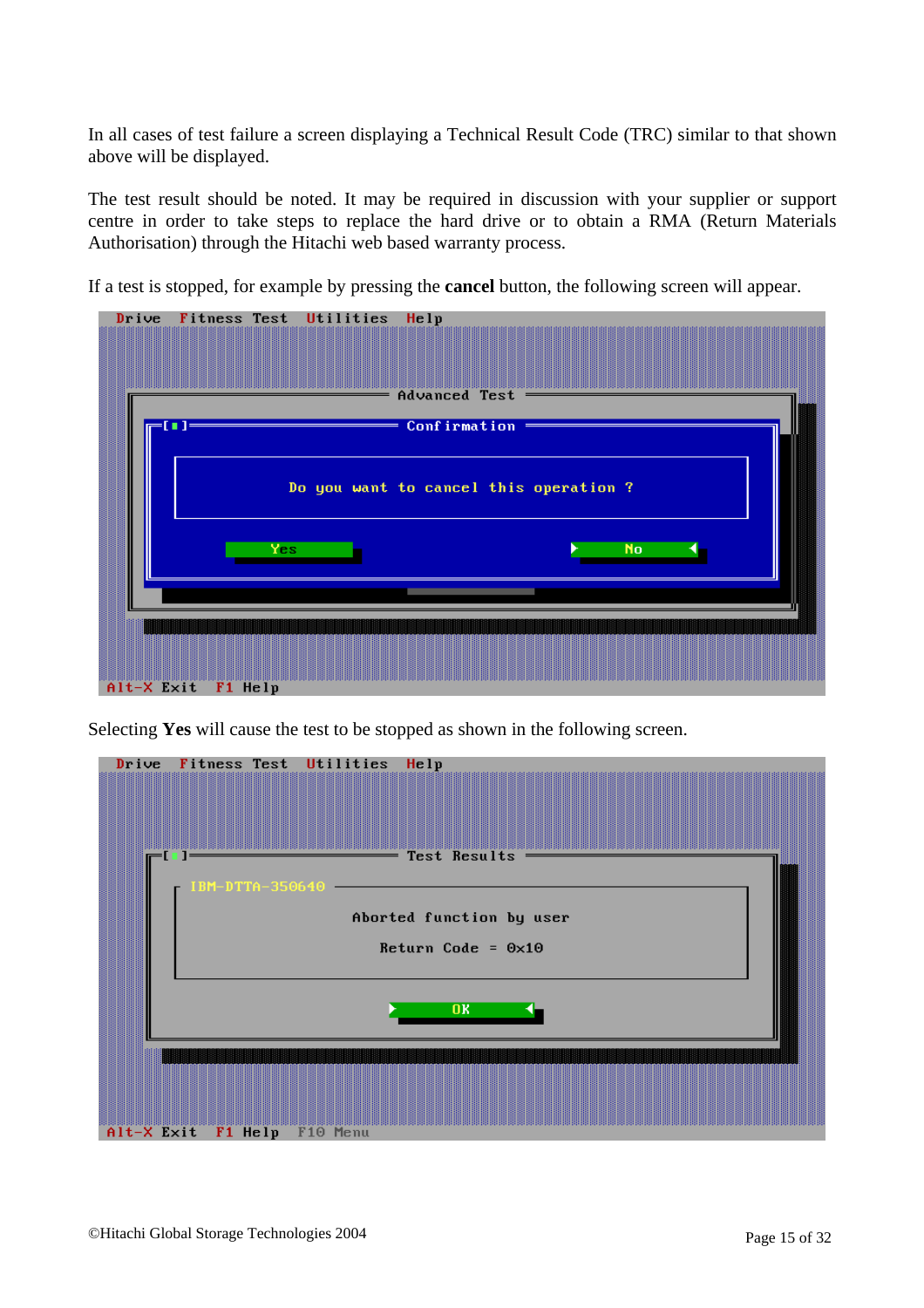In all cases of test failure a screen displaying a Technical Result Code (TRC) similar to that shown above will be displayed.

The test result should be noted. It may be required in discussion with your supplier or support centre in order to take steps to replace the hard drive or to obtain a RMA (Return Materials Authorisation) through the Hitachi web based warranty process.

If a test is stopped, for example by pressing the **cancel** button, the following screen will appear.

```
Drive  Fitness Test  Utilities  Help

                    Advanced Test
  [■]               Confirmation

        Do you want to cancel this operation ?

        Yes                              No

Alt-X Exit  F1 Help
```

Selecting **Yes** will cause the test to be stopped as shown in the following screen.

```
Drive  Fitness Test  Utilities  Help

  [■]               Test Results
    IBM-DTTA-350640
              Aborted function by user

              Return Code = 0x10

                        OK

Alt-X Exit  F1 Help  F10 Menu
```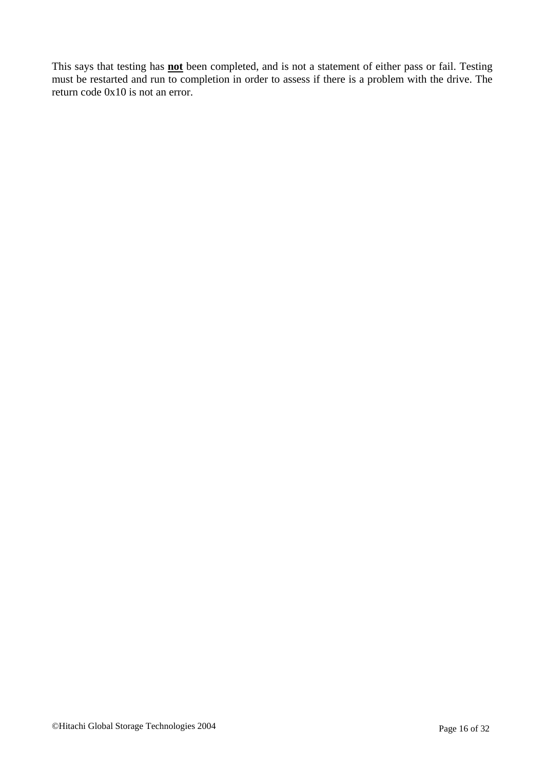This says that testing has **not** been completed, and is not a statement of either pass or fail. Testing must be restarted and run to completion in order to assess if there is a problem with the drive. The return code 0x10 is not an error.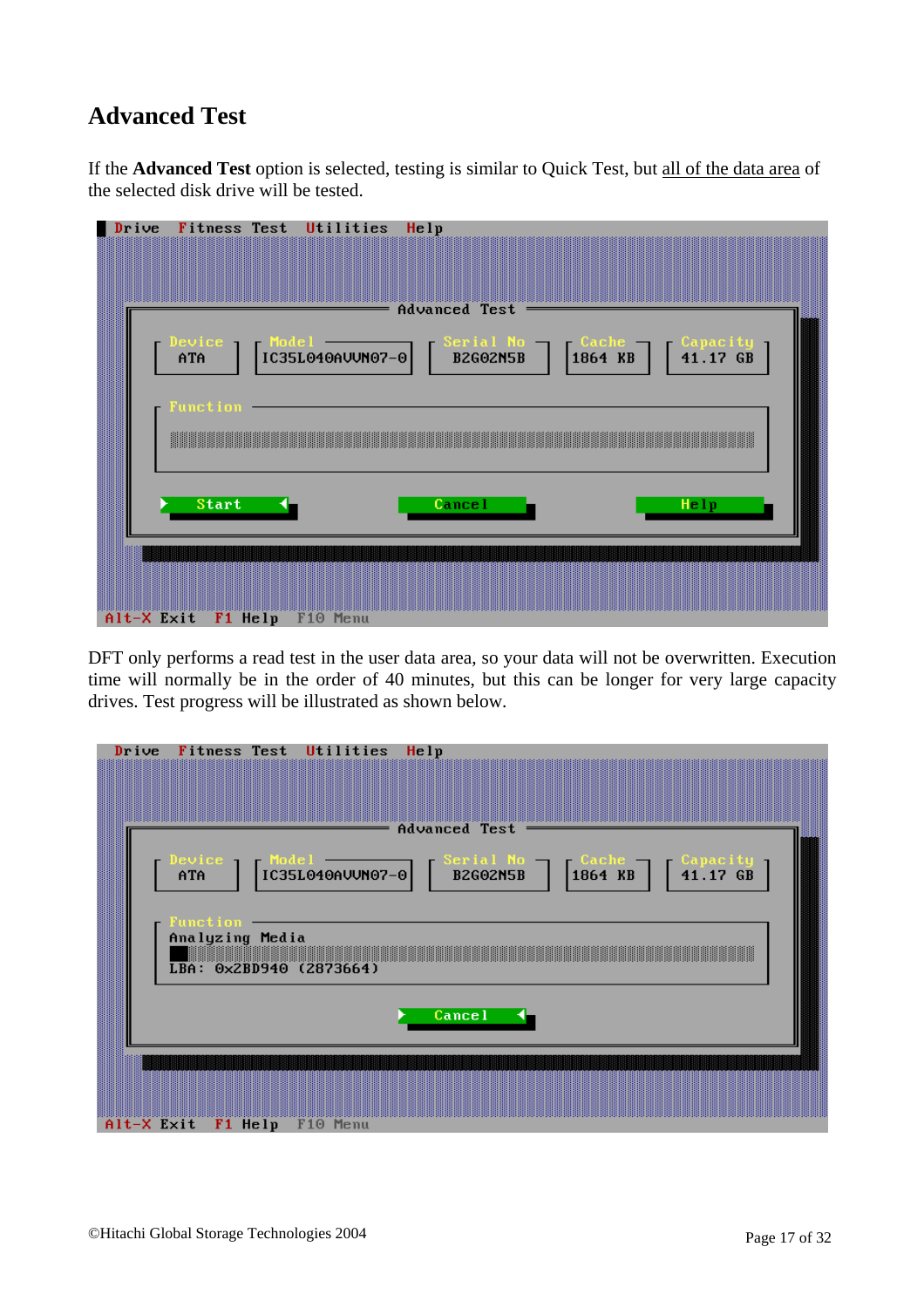# Advanced Test

If the **Advanced Test** option is selected, testing is similar to Quick Test, but all of the data area of the selected disk drive will be tested.

DFT only performs a read test in the user data area, so your data will not be overwritten. Execution time will normally be in the order of 40 minutes, but this can be longer for very large capacity drives. Test progress will be illustrated as shown below.

©Hitachi Global Storage Technologies 2004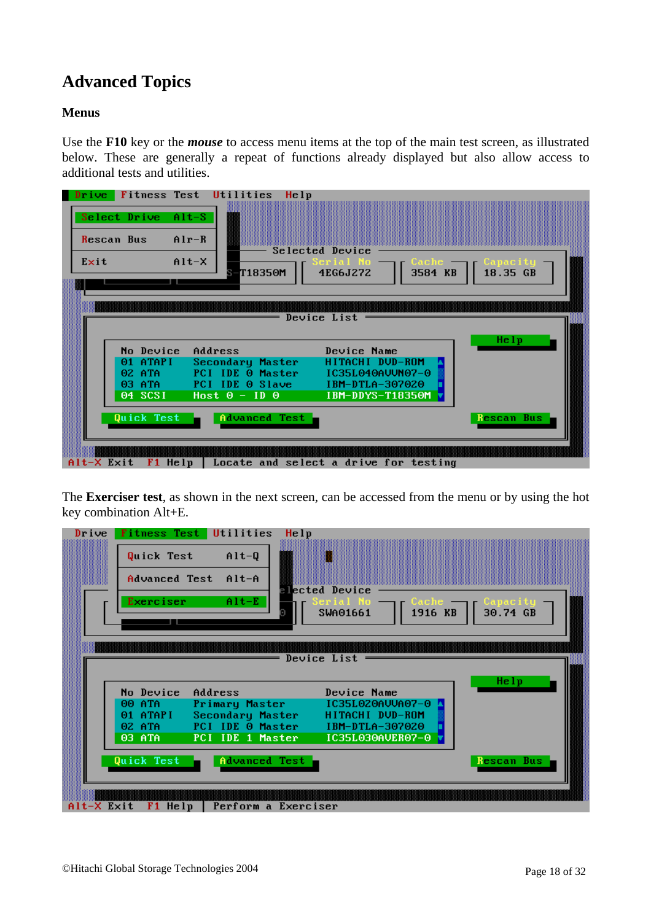# Advanced Topics

### Menus

Use the **F10** key or the ***mouse*** to access menu items at the top of the main test screen, as illustrated below. These are generally a repeat of functions already displayed but also allow access to additional tests and utilities.

The **Exerciser test**, as shown in the next screen, can be accessed from the menu or by using the hot key combination Alt+E.

©Hitachi Global Storage Technologies 2004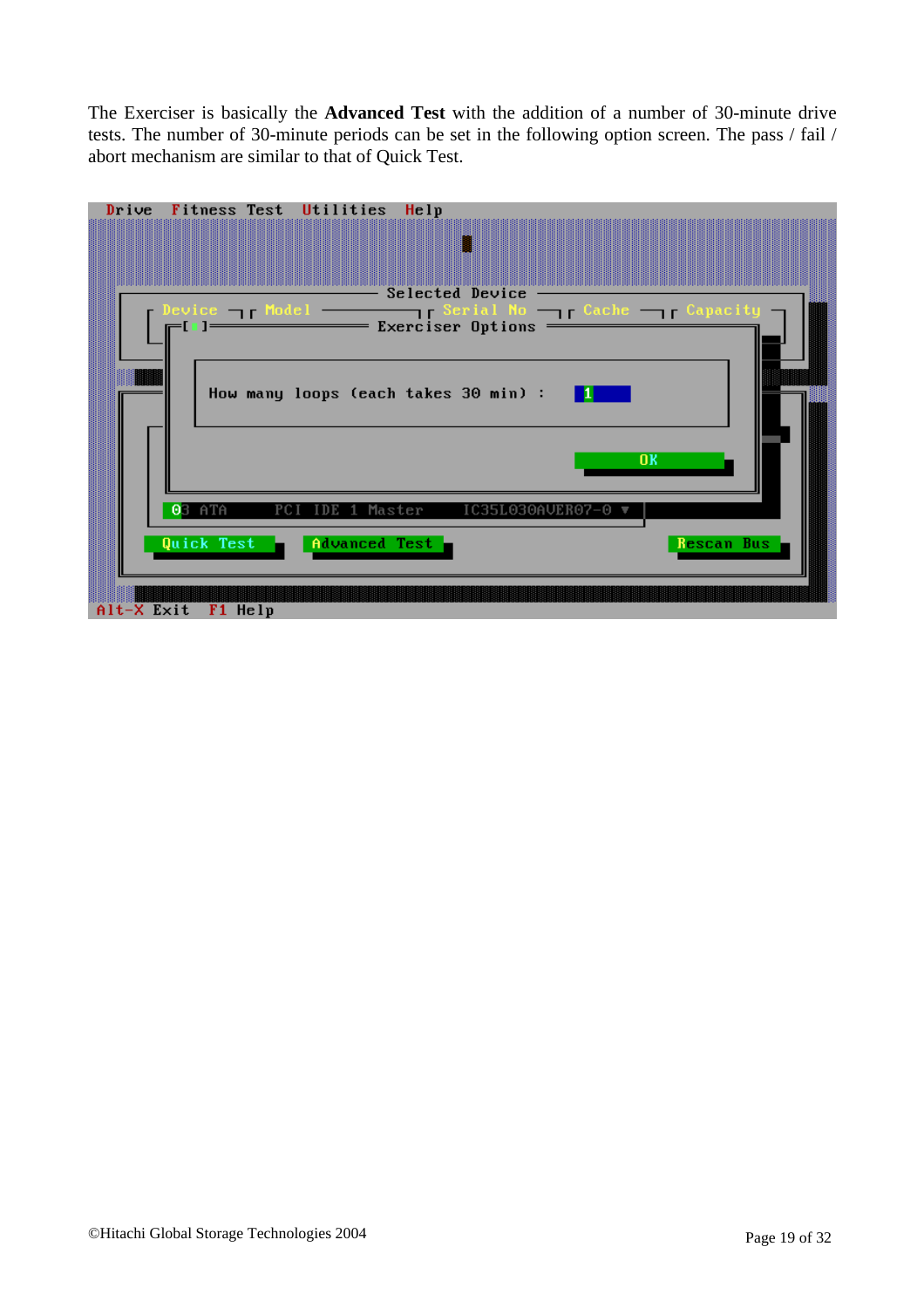The Exerciser is basically the **Advanced Test** with the addition of a number of 30-minute drive tests. The number of 30-minute periods can be set in the following option screen. The pass / fail / abort mechanism are similar to that of Quick Test.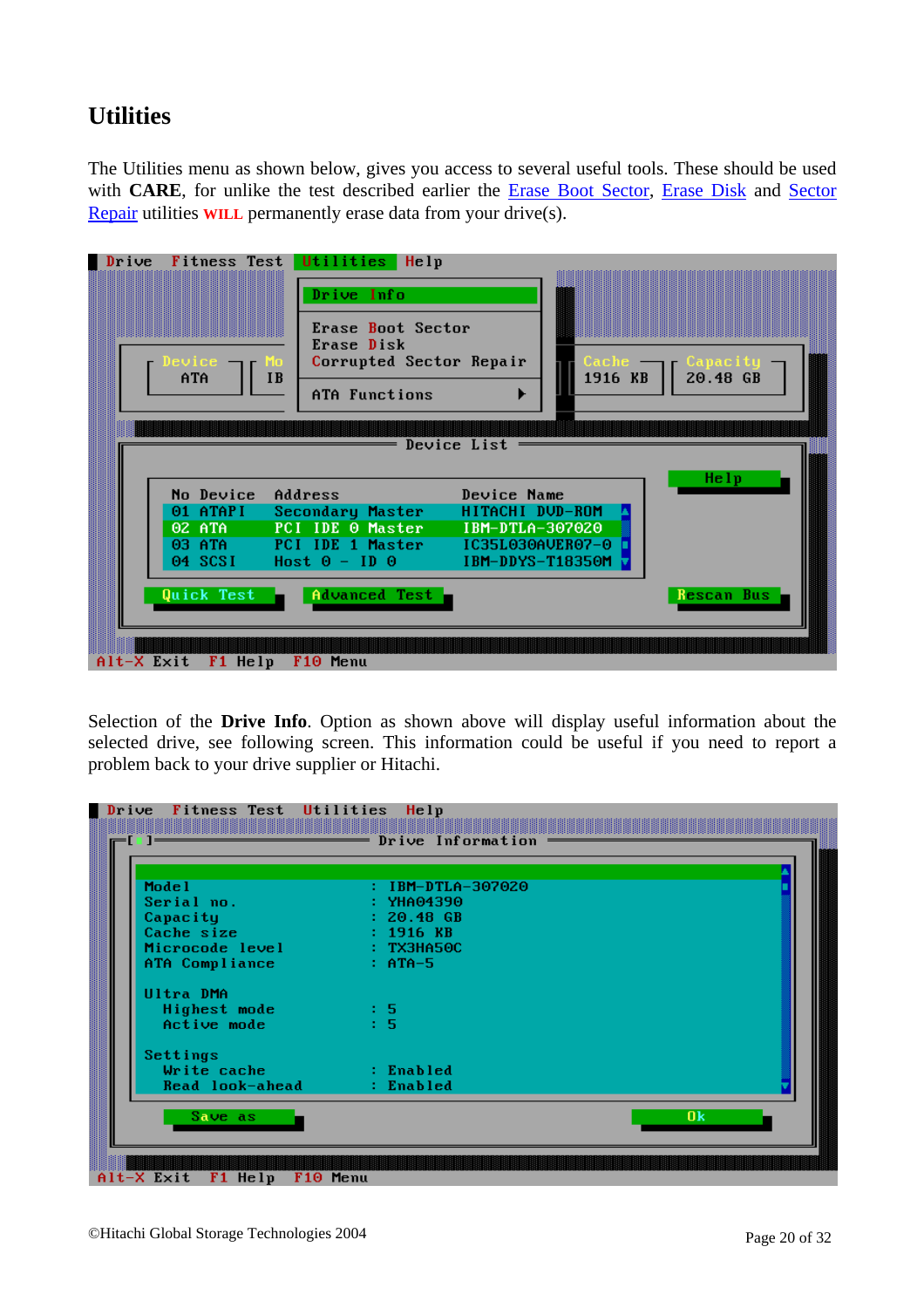# Utilities

The Utilities menu as shown below, gives you access to several useful tools. These should be used with **CARE**, for unlike the test described earlier the Erase Boot Sector, Erase Disk and Sector Repair utilities **WILL** permanently erase data from your drive(s).

```
Drive  Fitness Test  Utilities  Help
                     Drive Info
                     Erase Boot Sector
                     Erase Disk
                     Corrupted Sector Repair
                     ATA Functions          ►
Device   Mo                  Cache      Capacity
 ATA     IB                  1916 KB    20.48 GB

                     Device List
  No Device  Address            Device Name                 Help
  01 ATAPI   Secondary Master   HITACHI DVD-ROM
  02 ATA     PCI IDE 0 Master   IBM-DTLA-307020
  03 ATA     PCI IDE 1 Master   IC35L030AVER07-0
  04 SCSI    Host 0 - ID 0      IBM-DDYS-T18350M

  Quick Test     Advanced Test                              Rescan Bus
Alt-X Exit   F1 Help   F10 Menu
```

Selection of the **Drive Info**. Option as shown above will display useful information about the selected drive, see following screen. This information could be useful if you need to report a problem back to your drive supplier or Hitachi.

```
Drive  Fitness Test  Utilities  Help
                      Drive Information
  Model                        : IBM-DTLA-307020
  Serial no.                   : YHA04390
  Capacity                     : 20.48 GB
  Cache size                   : 1916 KB
  Microcode level              : TX3HA50C
  ATA Compliance               : ATA-5

  Ultra DMA
    Highest mode               : 5
    Active mode                : 5

  Settings
    Write cache                : Enabled
    Read look-ahead            : Enabled

     Save as                                          Ok
Alt-X Exit   F1 Help   F10 Menu
```

©Hitachi Global Storage Technologies 2004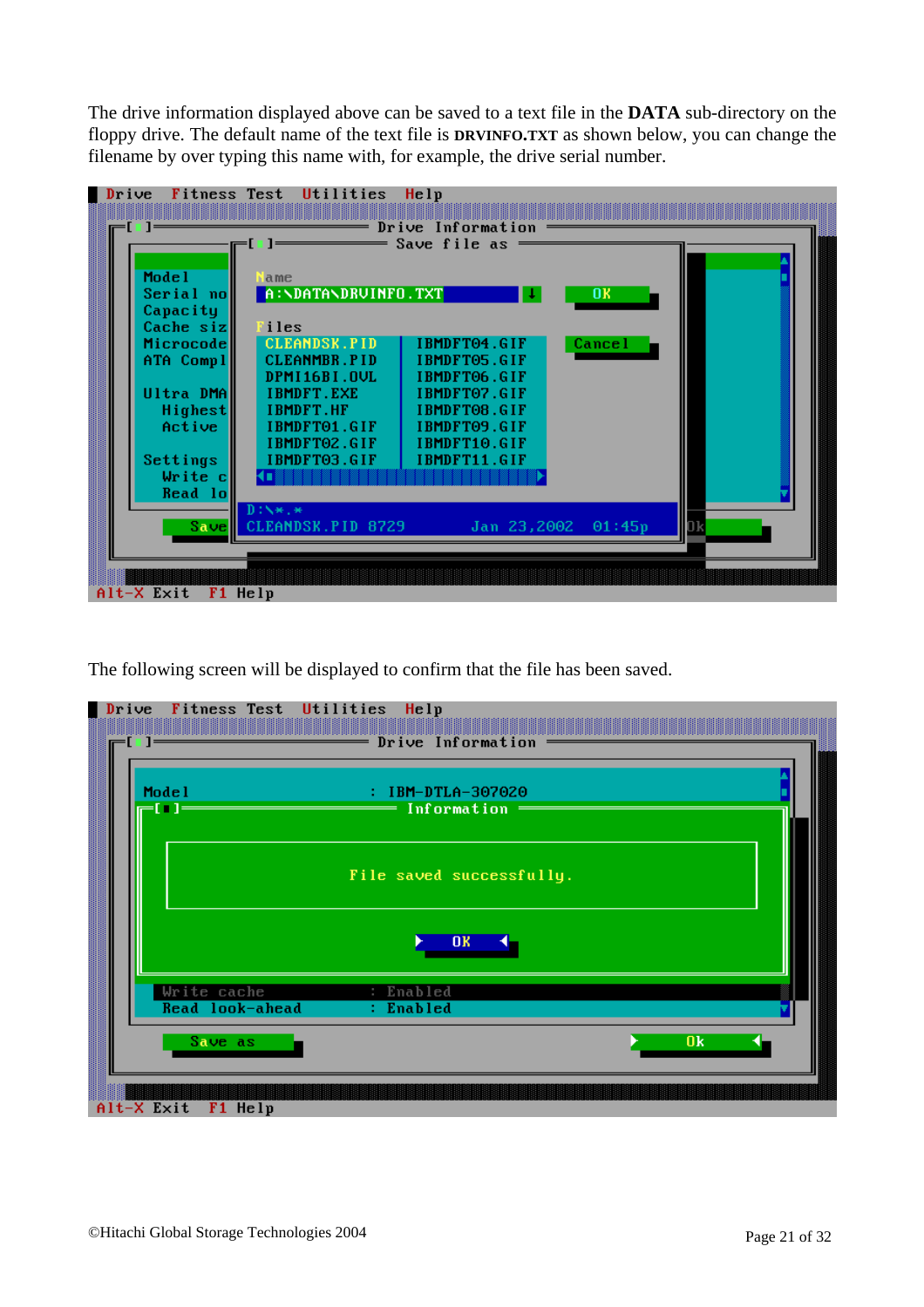The drive information displayed above can be saved to a text file in the **DATA** sub-directory on the floppy drive. The default name of the text file is **DRVINFO.TXT** as shown below, you can change the filename by over typing this name with, for example, the drive serial number.

The following screen will be displayed to confirm that the file has been saved.

©Hitachi Global Storage Technologies 2004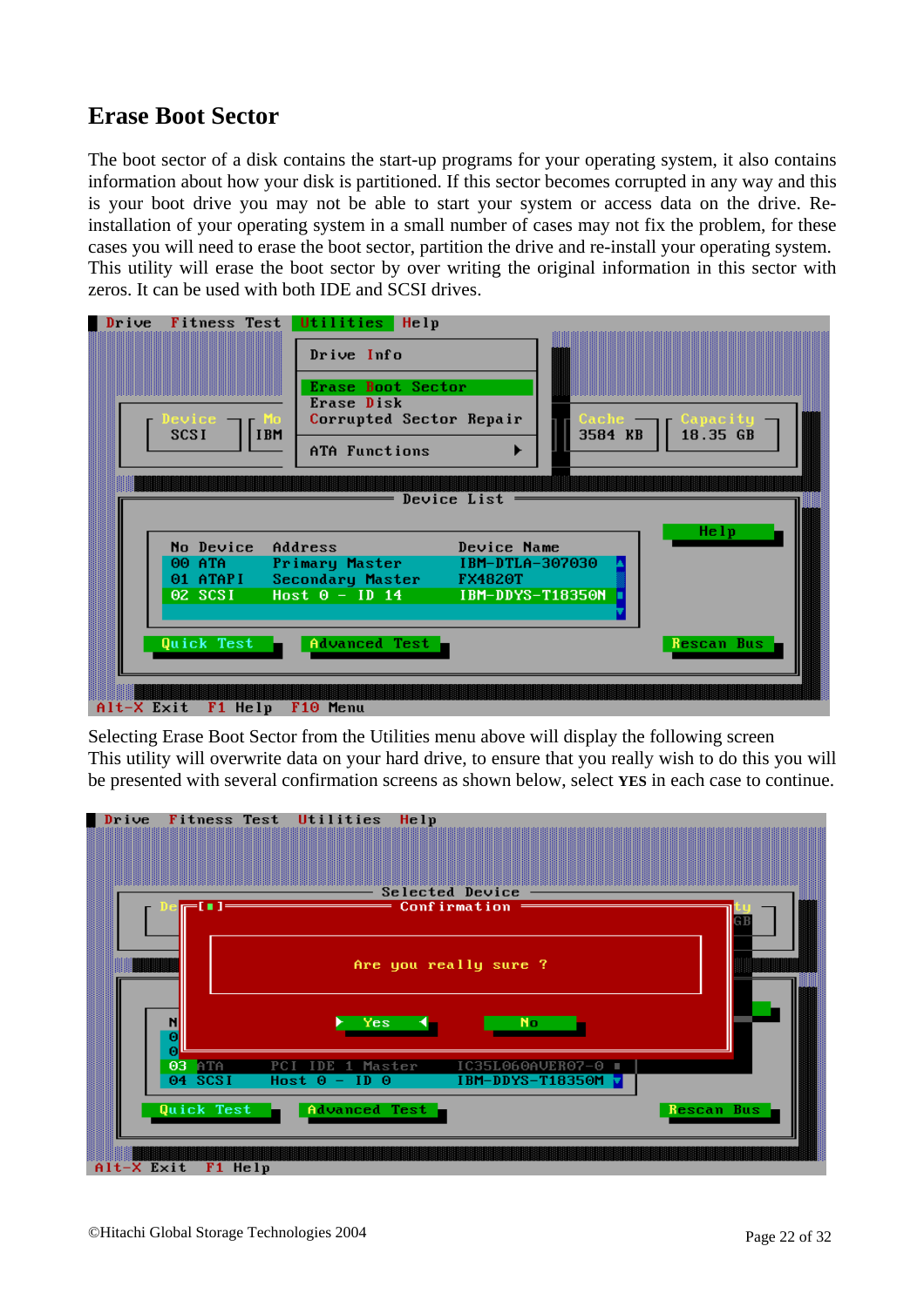# Erase Boot Sector

The boot sector of a disk contains the start-up programs for your operating system, it also contains information about how your disk is partitioned. If this sector becomes corrupted in any way and this is your boot drive you may not be able to start your system or access data on the drive. Re-installation of your operating system in a small number of cases may not fix the problem, for these cases you will need to erase the boot sector, partition the drive and re-install your operating system. This utility will erase the boot sector by over writing the original information in this sector with zeros. It can be used with both IDE and SCSI drives.

Selecting Erase Boot Sector from the Utilities menu above will display the following screen

This utility will overwrite data on your hard drive, to ensure that you really wish to do this you will be presented with several confirmation screens as shown below, select **YES** in each case to continue.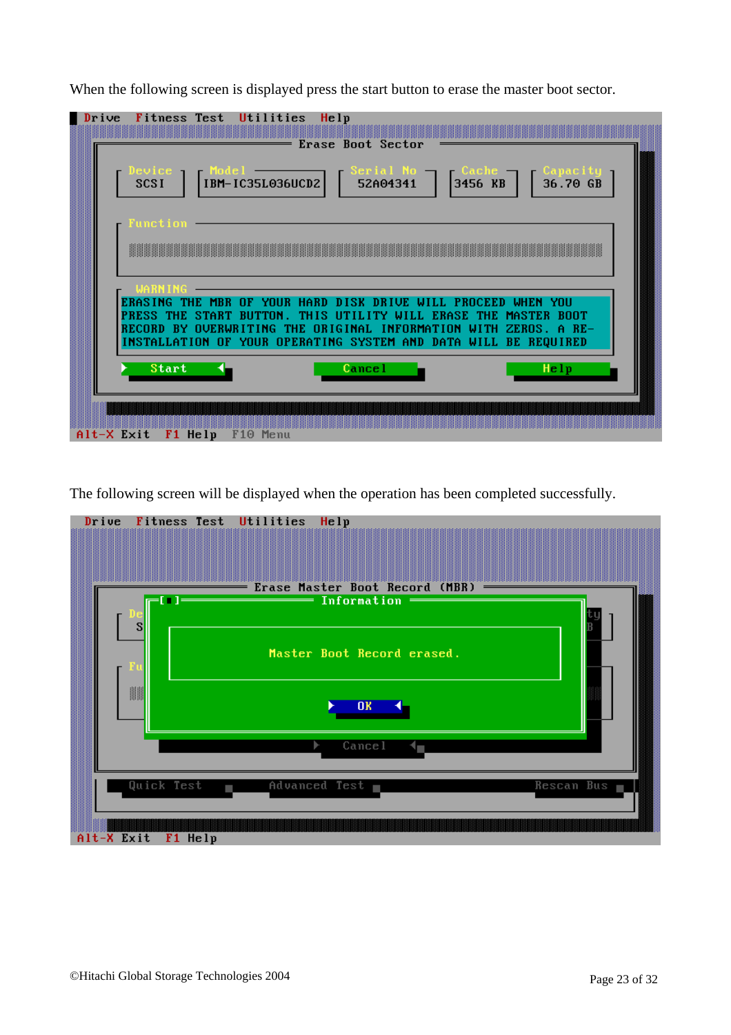When the following screen is displayed press the start button to erase the master boot sector.

```
Drive  Fitness Test  Utilities  Help

                         Erase Boot Sector

 Device    Model             Serial No     Cache      Capacity
 SCSI      IBM-IC35L036UCD2  52A04341      3456 KB    36.70 GB

 Function

 WARNING
 ERASING THE MBR OF YOUR HARD DISK DRIVE WILL PROCEED WHEN YOU
 PRESS THE START BUTTON. THIS UTILITY WILL ERASE THE MASTER BOOT
 RECORD BY OVERWRITING THE ORIGINAL INFORMATION WITH ZEROS. A RE-
 INSTALLATION OF YOUR OPERATING SYSTEM AND DATA WILL BE REQUIRED

   Start               Cancel               Help

Alt-X Exit  F1 Help  F10 Menu
```

The following screen will be displayed when the operation has been completed successfully.

```
Drive  Fitness Test  Utilities  Help

                   Erase Master Boot Record (MBR)
                            Information

                    Master Boot Record erased.

                               OK

                             Cancel

   Quick Test          Advanced Test               Rescan Bus

Alt-X Exit  F1 Help
```

©Hitachi Global Storage Technologies 2004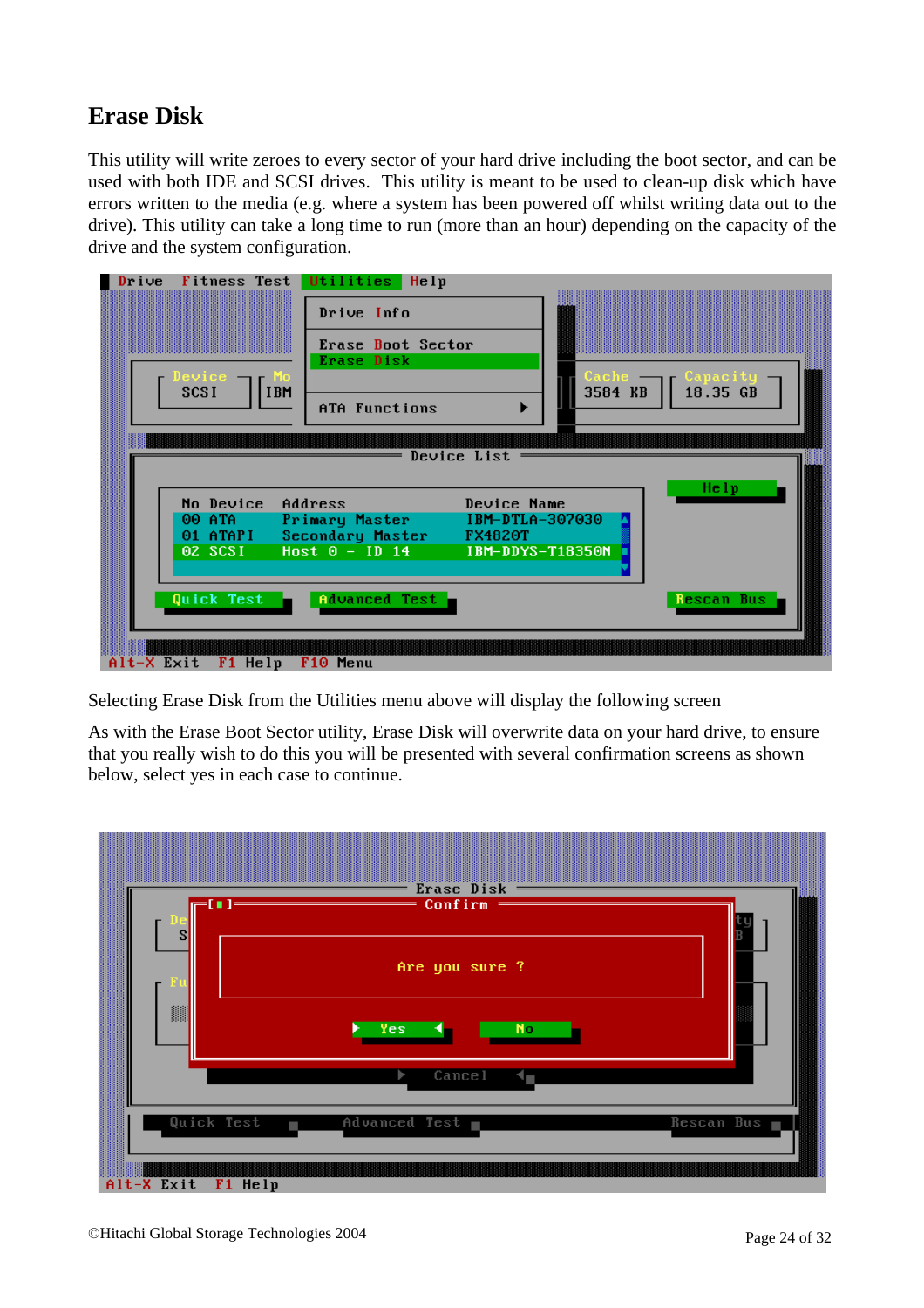# Erase Disk

This utility will write zeroes to every sector of your hard drive including the boot sector, and can be used with both IDE and SCSI drives. This utility is meant to be used to clean-up disk which have errors written to the media (e.g. where a system has been powered off whilst writing data out to the drive). This utility can take a long time to run (more than an hour) depending on the capacity of the drive and the system configuration.

Selecting Erase Disk from the Utilities menu above will display the following screen

As with the Erase Boot Sector utility, Erase Disk will overwrite data on your hard drive, to ensure that you really wish to do this you will be presented with several confirmation screens as shown below, select yes in each case to continue.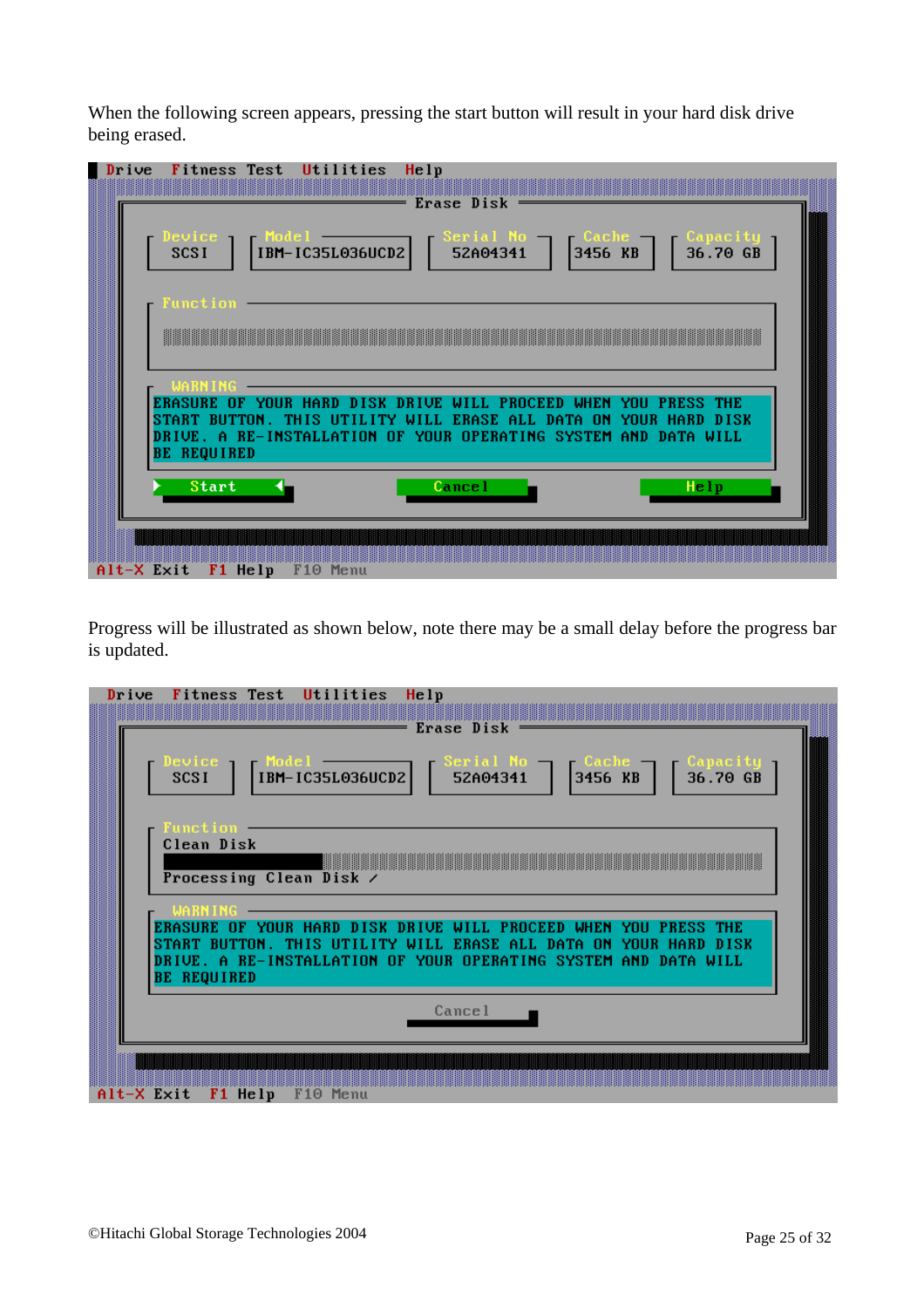When the following screen appears, pressing the start button will result in your hard disk drive being erased.

```
Drive  Fitness Test  Utilities  Help

                              Erase Disk

  Device    Model              Serial No    Cache      Capacity
  SCSI      IBM-IC35L036UCD2   52A04341     3456 KB    36.70 GB

  Function

  WARNING
  ERASURE OF YOUR HARD DISK DRIVE WILL PROCEED WHEN YOU PRESS THE
  START BUTTON. THIS UTILITY WILL ERASE ALL DATA ON YOUR HARD DISK
  DRIVE. A RE-INSTALLATION OF YOUR OPERATING SYSTEM AND DATA WILL
  BE REQUIRED

     Start                    Cancel                    Help

Alt-X Exit  F1 Help  F10 Menu
```

Progress will be illustrated as shown below, note there may be a small delay before the progress bar is updated.

```
Drive  Fitness Test  Utilities  Help

                              Erase Disk

  Device    Model              Serial No    Cache      Capacity
  SCSI      IBM-IC35L036UCD2   52A04341     3456 KB    36.70 GB

  Function
  Clean Disk

  Processing Clean Disk /

  WARNING
  ERASURE OF YOUR HARD DISK DRIVE WILL PROCEED WHEN YOU PRESS THE
  START BUTTON. THIS UTILITY WILL ERASE ALL DATA ON YOUR HARD DISK
  DRIVE. A RE-INSTALLATION OF YOUR OPERATING SYSTEM AND DATA WILL
  BE REQUIRED

                              Cancel

Alt-X Exit  F1 Help  F10 Menu
```

©Hitachi Global Storage Technologies 2004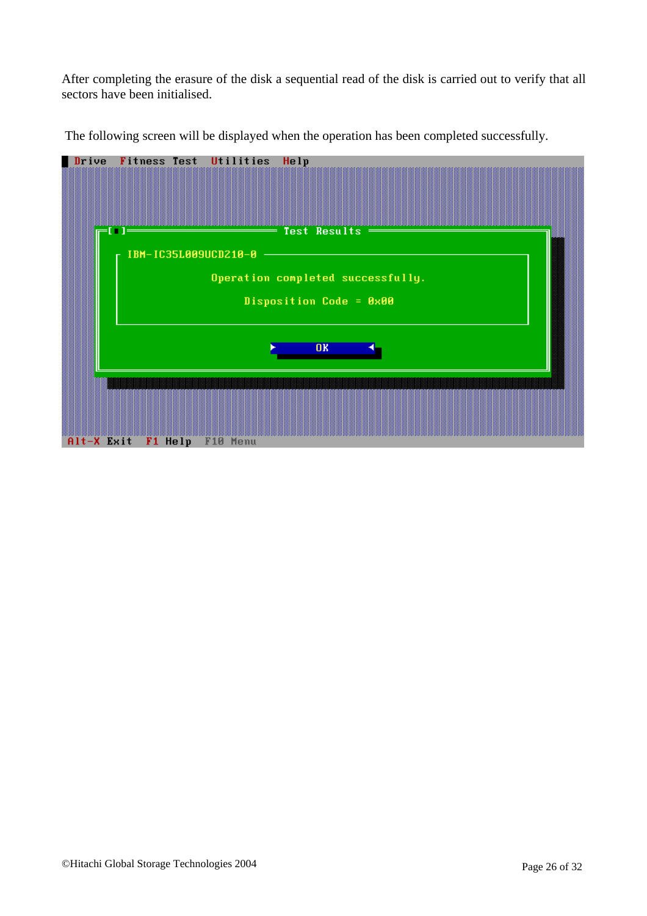After completing the erasure of the disk a sequential read of the disk is carried out to verify that all sectors have been initialised.

The following screen will be displayed when the operation has been completed successfully.

```
Drive  Fitness Test  Utilities  Help

[■]══════════════════ Test Results ══════════════════
  IBM-IC35L009UCD210-0
        Operation completed successfully.
          Disposition Code = 0x00
                     OK

Alt-X Exit  F1 Help  F10 Menu
```

©Hitachi Global Storage Technologies 2004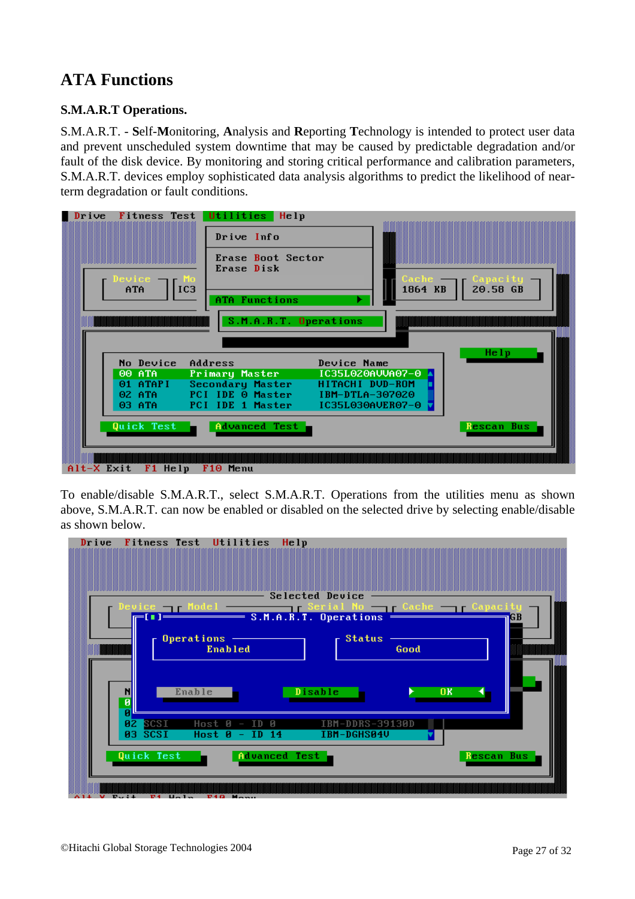# ATA Functions

### S.M.A.R.T Operations.

S.M.A.R.T. - **S**elf-**M**onitoring, **A**nalysis and **R**eporting **T**echnology is intended to protect user data and prevent unscheduled system downtime that may be caused by predictable degradation and/or fault of the disk device. By monitoring and storing critical performance and calibration parameters, S.M.A.R.T. devices employ sophisticated data analysis algorithms to predict the likelihood of near-term degradation or fault conditions.

To enable/disable S.M.A.R.T., select S.M.A.R.T. Operations from the utilities menu as shown above, S.M.A.R.T. can now be enabled or disabled on the selected drive by selecting enable/disable as shown below.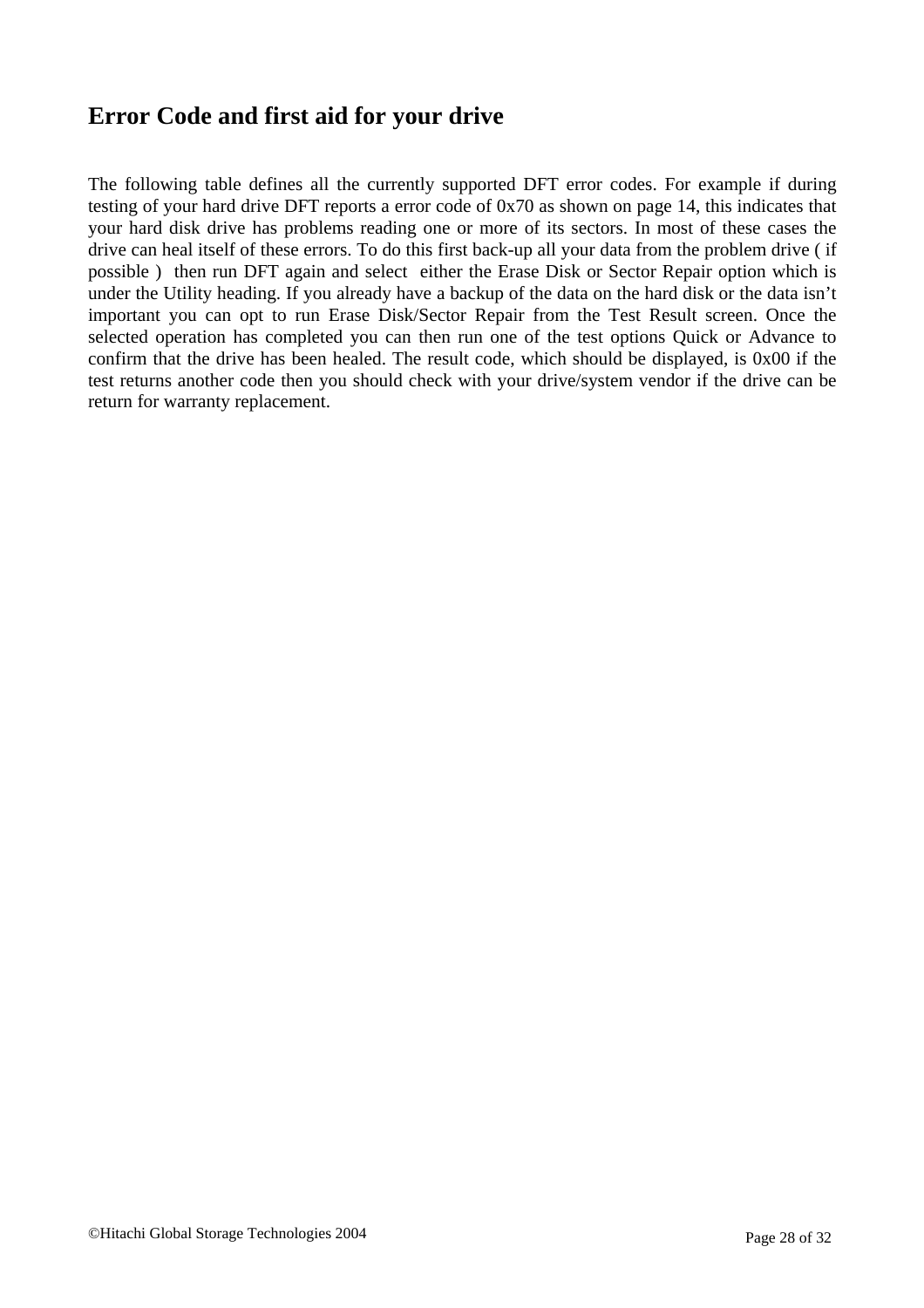## Error Code and first aid for your drive

The following table defines all the currently supported DFT error codes. For example if during testing of your hard drive DFT reports a error code of 0x70 as shown on page 14, this indicates that your hard disk drive has problems reading one or more of its sectors. In most of these cases the drive can heal itself of these errors. To do this first back-up all your data from the problem drive ( if possible ) then run DFT again and select either the Erase Disk or Sector Repair option which is under the Utility heading. If you already have a backup of the data on the hard disk or the data isn't important you can opt to run Erase Disk/Sector Repair from the Test Result screen. Once the selected operation has completed you can then run one of the test options Quick or Advance to confirm that the drive has been healed. The result code, which should be displayed, is 0x00 if the test returns another code then you should check with your drive/system vendor if the drive can be return for warranty replacement.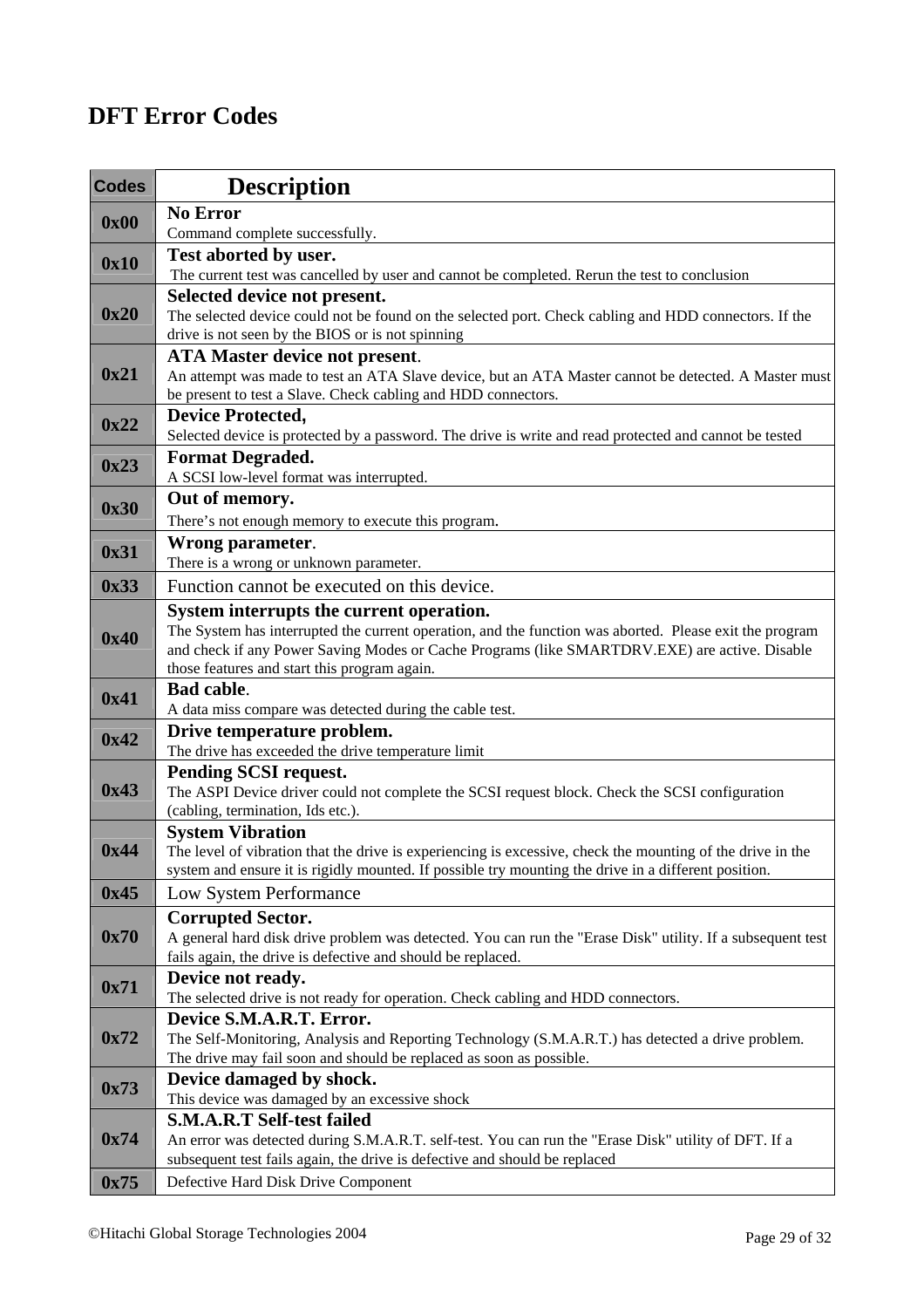## DFT Error Codes

| Codes | Description |
|---|---|
| 0x00 | **No Error**<br>Command complete successfully. |
| 0x10 | **Test aborted by user.**<br>The current test was cancelled by user and cannot be completed. Rerun the test to conclusion |
| 0x20 | **Selected device not present.**<br>The selected device could not be found on the selected port. Check cabling and HDD connectors. If the drive is not seen by the BIOS or is not spinning |
| 0x21 | **ATA Master device not present**.<br>An attempt was made to test an ATA Slave device, but an ATA Master cannot be detected. A Master must be present to test a Slave. Check cabling and HDD connectors. |
| 0x22 | **Device Protected,**<br>Selected device is protected by a password. The drive is write and read protected and cannot be tested |
| 0x23 | **Format Degraded.**<br>A SCSI low-level format was interrupted. |
| 0x30 | **Out of memory.**<br>There's not enough memory to execute this program. |
| 0x31 | **Wrong parameter**.<br>There is a wrong or unknown parameter. |
| 0x33 | Function cannot be executed on this device. |
| 0x40 | **System interrupts the current operation.**<br>The System has interrupted the current operation, and the function was aborted. Please exit the program and check if any Power Saving Modes or Cache Programs (like SMARTDRV.EXE) are active. Disable those features and start this program again. |
| 0x41 | **Bad cable**.<br>A data miss compare was detected during the cable test. |
| 0x42 | **Drive temperature problem.**<br>The drive has exceeded the drive temperature limit |
| 0x43 | **Pending SCSI request.**<br>The ASPI Device driver could not complete the SCSI request block. Check the SCSI configuration (cabling, termination, Ids etc.). |
| 0x44 | **System Vibration**<br>The level of vibration that the drive is experiencing is excessive, check the mounting of the drive in the system and ensure it is rigidly mounted. If possible try mounting the drive in a different position. |
| 0x45 | Low System Performance |
| 0x70 | **Corrupted Sector.**<br>A general hard disk drive problem was detected. You can run the "Erase Disk" utility. If a subsequent test fails again, the drive is defective and should be replaced. |
| 0x71 | **Device not ready.**<br>The selected drive is not ready for operation. Check cabling and HDD connectors. |
| 0x72 | **Device S.M.A.R.T. Error.**<br>The Self-Monitoring, Analysis and Reporting Technology (S.M.A.R.T.) has detected a drive problem. The drive may fail soon and should be replaced as soon as possible. |
| 0x73 | **Device damaged by shock.**<br>This device was damaged by an excessive shock |
| 0x74 | **S.M.A.R.T Self-test failed**<br>An error was detected during S.M.A.R.T. self-test. You can run the "Erase Disk" utility of DFT. If a subsequent test fails again, the drive is defective and should be replaced |
| 0x75 | Defective Hard Disk Drive Component |

©Hitachi Global Storage Technologies 2004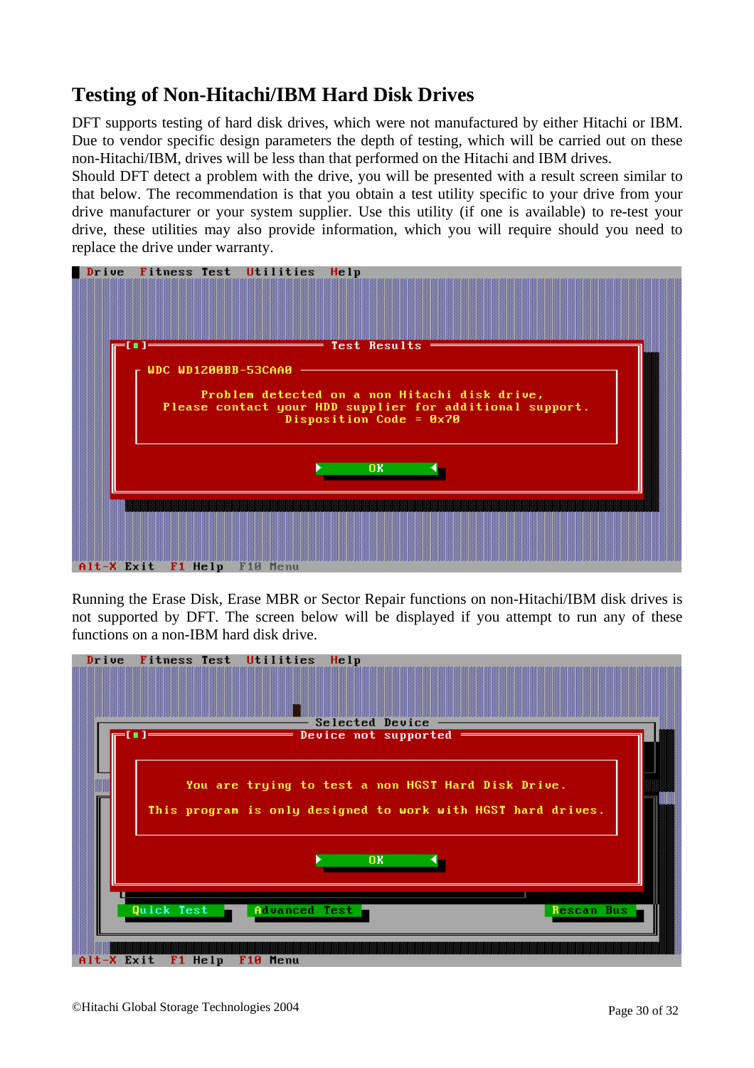## Testing of Non-Hitachi/IBM Hard Disk Drives

DFT supports testing of hard disk drives, which were not manufactured by either Hitachi or IBM. Due to vendor specific design parameters the depth of testing, which will be carried out on these non-Hitachi/IBM, drives will be less than that performed on the Hitachi and IBM drives.
Should DFT detect a problem with the drive, you will be presented with a result screen similar to that below. The recommendation is that you obtain a test utility specific to your drive from your drive manufacturer or your system supplier. Use this utility (if one is available) to re-test your drive, these utilities may also provide information, which you will require should you need to replace the drive under warranty.

```
 Drive  Fitness Test  Utilities  Help

        [■]                  Test Results
          WDC WD1200BB-53CAA0
              Problem detected on a non Hitachi disk drive,
          Please contact your HDD supplier for additional support.
                        Disposition Code = 0x70

                                 OK

 Alt-X Exit  F1 Help  F10 Menu
```

Running the Erase Disk, Erase MBR or Sector Repair functions on non-Hitachi/IBM disk drives is not supported by DFT. The screen below will be displayed if you attempt to run any of these functions on a non-IBM hard disk drive.

```
 Drive  Fitness Test  Utilities  Help

                            Selected Device
        [■]             Device not supported

               You are trying to test a non HGST Hard Disk Drive.

            This program is only designed to work with HGST hard drives.

                                 OK

      Quick Test     Advanced Test                         Rescan Bus
 Alt-X Exit  F1 Help  F10 Menu
```

©Hitachi Global Storage Technologies 2004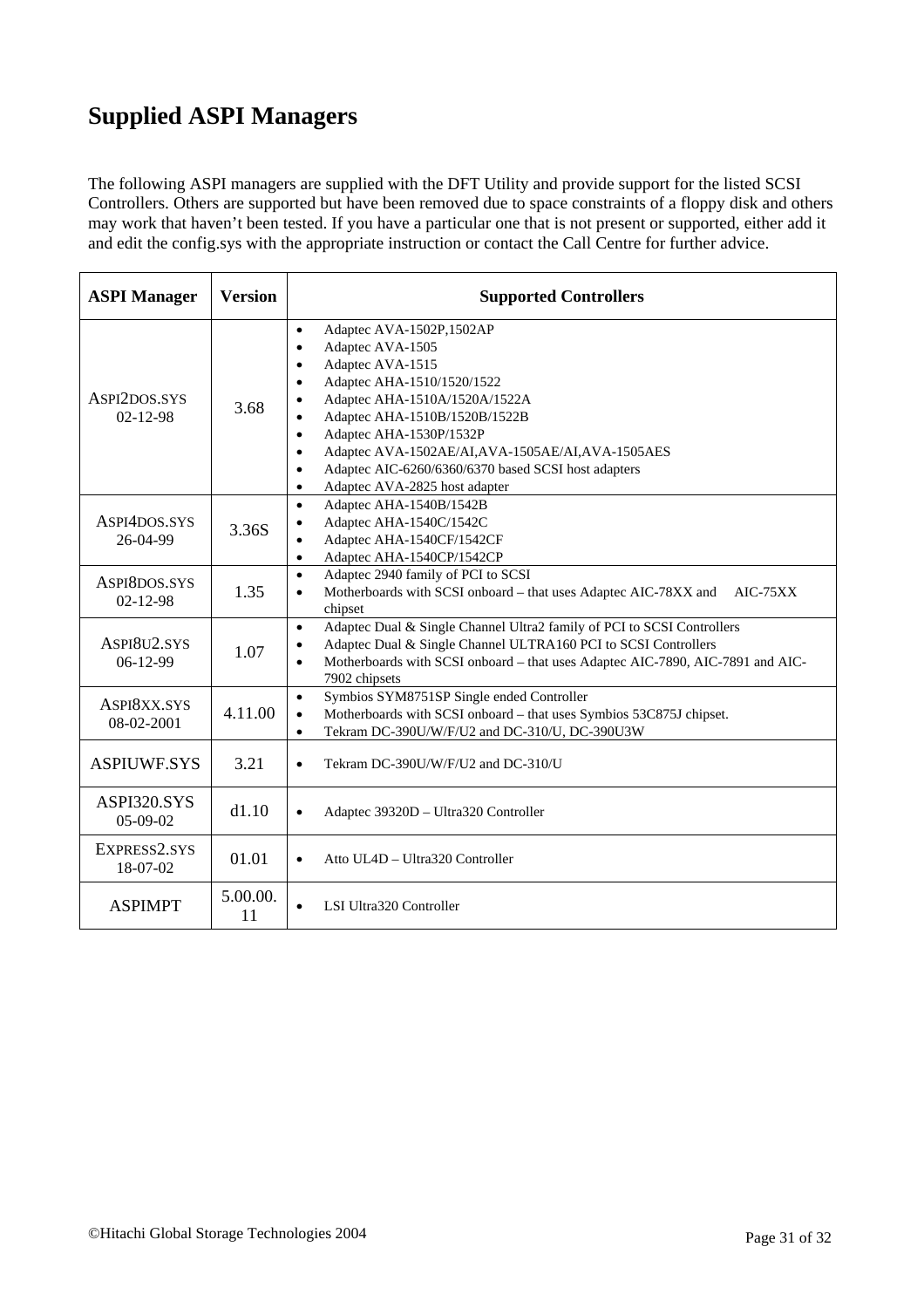# Supplied ASPI Managers

The following ASPI managers are supplied with the DFT Utility and provide support for the listed SCSI Controllers. Others are supported but have been removed due to space constraints of a floppy disk and others may work that haven't been tested. If you have a particular one that is not present or supported, either add it and edit the config.sys with the appropriate instruction or contact the Call Centre for further advice.

| ASPI Manager | Version | Supported Controllers |
|---|---|---|
| ASPI2DOS.SYS 02-12-98 | 3.68 | • Adaptec AVA-1502P,1502AP<br>• Adaptec AVA-1505<br>• Adaptec AVA-1515<br>• Adaptec AHA-1510/1520/1522<br>• Adaptec AHA-1510A/1520A/1522A<br>• Adaptec AHA-1510B/1520B/1522B<br>• Adaptec AHA-1530P/1532P<br>• Adaptec AVA-1502AE/AI,AVA-1505AE/AI,AVA-1505AES<br>• Adaptec AIC-6260/6360/6370 based SCSI host adapters<br>• Adaptec AVA-2825 host adapter |
| ASPI4DOS.SYS 26-04-99 | 3.36S | • Adaptec AHA-1540B/1542B<br>• Adaptec AHA-1540C/1542C<br>• Adaptec AHA-1540CF/1542CF<br>• Adaptec AHA-1540CP/1542CP |
| ASPI8DOS.SYS 02-12-98 | 1.35 | • Adaptec 2940 family of PCI to SCSI<br>• Motherboards with SCSI onboard – that uses Adaptec AIC-78XX and AIC-75XX chipset |
| ASPI8U2.SYS 06-12-99 | 1.07 | • Adaptec Dual & Single Channel Ultra2 family of PCI to SCSI Controllers<br>• Adaptec Dual & Single Channel ULTRA160 PCI to SCSI Controllers<br>• Motherboards with SCSI onboard – that uses Adaptec AIC-7890, AIC-7891 and AIC-7902 chipsets |
| ASPI8XX.SYS 08-02-2001 | 4.11.00 | • Symbios SYM8751SP Single ended Controller<br>• Motherboards with SCSI onboard – that uses Symbios 53C875J chipset.<br>• Tekram DC-390U/W/F/U2 and DC-310/U, DC-390U3W |
| ASPIUWF.SYS | 3.21 | • Tekram DC-390U/W/F/U2 and DC-310/U |
| ASPI320.SYS 05-09-02 | d1.10 | • Adaptec 39320D – Ultra320 Controller |
| EXPRESS2.SYS 18-07-02 | 01.01 | • Atto UL4D – Ultra320 Controller |
| ASPIMPT | 5.00.00.11 | • LSI Ultra320 Controller |

©Hitachi Global Storage Technologies 2004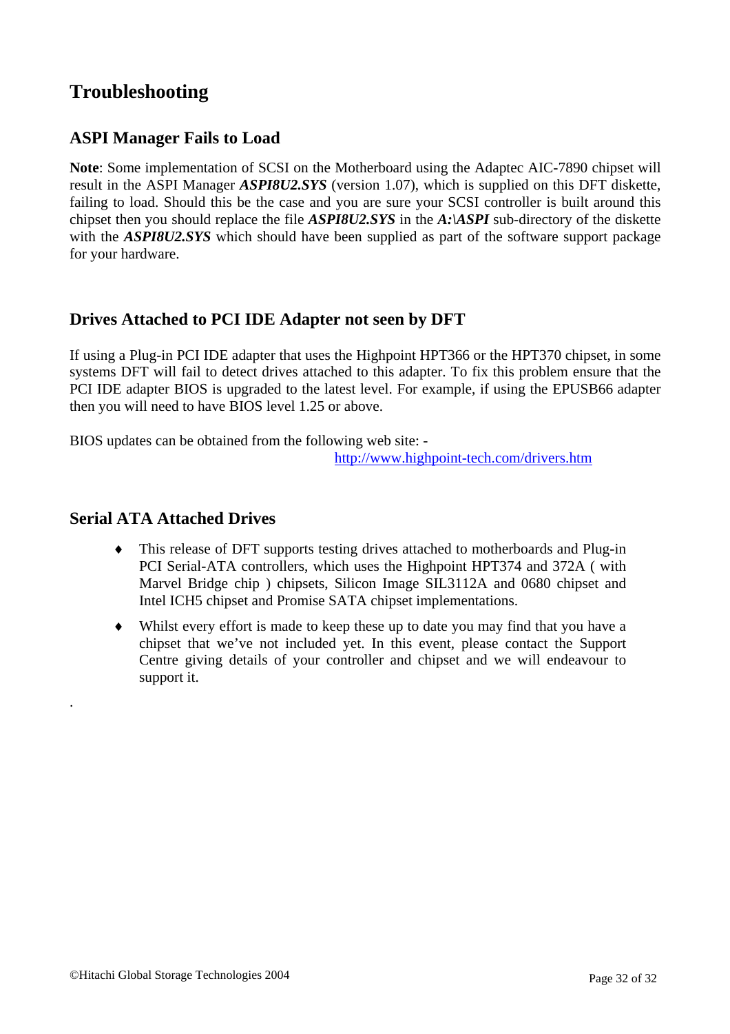# Troubleshooting

## ASPI Manager Fails to Load

**Note**: Some implementation of SCSI on the Motherboard using the Adaptec AIC-7890 chipset will result in the ASPI Manager ***ASPI8U2.SYS*** (version 1.07), which is supplied on this DFT diskette, failing to load. Should this be the case and you are sure your SCSI controller is built around this chipset then you should replace the file ***ASPI8U2.SYS*** in the ***A:\ASPI*** sub-directory of the diskette with the ***ASPI8U2.SYS*** which should have been supplied as part of the software support package for your hardware.

## Drives Attached to PCI IDE Adapter not seen by DFT

If using a Plug-in PCI IDE adapter that uses the Highpoint HPT366 or the HPT370 chipset, in some systems DFT will fail to detect drives attached to this adapter. To fix this problem ensure that the PCI IDE adapter BIOS is upgraded to the latest level. For example, if using the EPUSB66 adapter then you will need to have BIOS level 1.25 or above.

BIOS updates can be obtained from the following web site: -

http://www.highpoint-tech.com/drivers.htm

## Serial ATA Attached Drives

- This release of DFT supports testing drives attached to motherboards and Plug-in PCI Serial-ATA controllers, which uses the Highpoint HPT374 and 372A ( with Marvel Bridge chip ) chipsets, Silicon Image SIL3112A and 0680 chipset and Intel ICH5 chipset and Promise SATA chipset implementations.
- Whilst every effort is made to keep these up to date you may find that you have a chipset that we've not included yet. In this event, please contact the Support Centre giving details of your controller and chipset and we will endeavour to support it.

.

©Hitachi Global Storage Technologies 2004